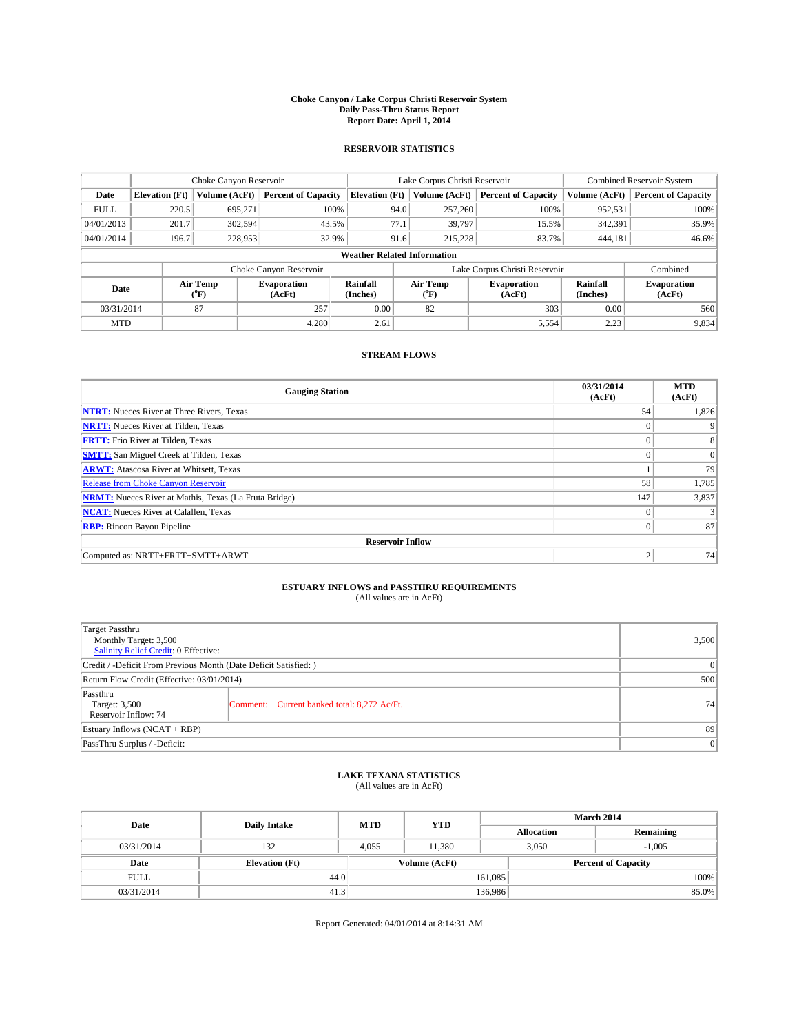# Choke Canyon / Lake Corpus Christi Reservoir System
## Daily Pass-Thru Status Report
## Report Date: April 1, 2014

### RESERVOIR STATISTICS

| | Choke Canyon Reservoir | | | Lake Corpus Christi Reservoir | | | Combined Reservoir System | |
|---|---|---|---|---|---|---|---|---|
| Date | Elevation (Ft) | Volume (AcFt) | Percent of Capacity | Elevation (Ft) | Volume (AcFt) | Percent of Capacity | Volume (AcFt) | Percent of Capacity |
| FULL | 220.5 | 695,271 | 100% | 94.0 | 257,260 | 100% | 952,531 | 100% |
| 04/01/2013 | 201.7 | 302,594 | 43.5% | 77.1 | 39,797 | 15.5% | 342,391 | 35.9% |
| 04/01/2014 | 196.7 | 228,953 | 32.9% | 91.6 | 215,228 | 83.7% | 444,181 | 46.6% |

**Weather Related Information**

| | Choke Canyon Reservoir | | | Lake Corpus Christi Reservoir | | | Combined |
|---|---|---|---|---|---|---|---|
| Date | Air Temp (°F) | Evaporation (AcFt) | Rainfall (Inches) | Air Temp (°F) | Evaporation (AcFt) | Rainfall (Inches) | Evaporation (AcFt) |
| 03/31/2014 | 87 | 257 | 0.00 | 82 | 303 | 0.00 | 560 |
| MTD | | 4,280 | 2.61 | | 5,554 | 2.23 | 9,834 |

### STREAM FLOWS

| Gauging Station | 03/31/2014 (AcFt) | MTD (AcFt) |
|---|---|---|
| **NTRT:** Nueces River at Three Rivers, Texas | 54 | 1,826 |
| **NRTT:** Nueces River at Tilden, Texas | 0 | 9 |
| **FRTT:** Frio River at Tilden, Texas | 0 | 8 |
| **SMTT:** San Miguel Creek at Tilden, Texas | 0 | 0 |
| **ARWT:** Atascosa River at Whitsett, Texas | 1 | 79 |
| Release from Choke Canyon Reservoir | 58 | 1,785 |
| **NRMT:** Nueces River at Mathis, Texas (La Fruta Bridge) | 147 | 3,837 |
| **NCAT:** Nueces River at Calallen, Texas | 0 | 3 |
| **RBP:** Rincon Bayou Pipeline | 0 | 87 |
| **Reservoir Inflow** | | |
| Computed as: NRTT+FRTT+SMTT+ARWT | 2 | 74 |

### ESTUARY INFLOWS and PASSTHRU REQUIREMENTS
(All values are in AcFt)

| | |
|---|---|
| Target Passthru<br>Monthly Target: 3,500<br>Salinity Relief Credit: 0 Effective: | 3,500 |
| Credit / -Deficit From Previous Month (Date Deficit Satisfied: ) | 0 |
| Return Flow Credit (Effective: 03/01/2014) | 500 |
| Passthru<br>Target: 3,500<br>Reservoir Inflow: 74<br>Comment: Current banked total: 8,272 Ac/Ft. | 74 |
| Estuary Inflows (NCAT + RBP) | 89 |
| PassThru Surplus / -Deficit: | 0 |

### LAKE TEXANA STATISTICS
(All values are in AcFt)

| Date | Daily Intake | MTD | YTD | March 2014 Allocation | March 2014 Remaining |
|---|---|---|---|---|---|
| 03/31/2014 | 132 | 4,055 | 11,380 | 3,050 | -1,005 |

| Date | Elevation (Ft) | Volume (AcFt) | Percent of Capacity |
|---|---|---|---|
| FULL | 44.0 | 161,085 | 100% |
| 03/31/2014 | 41.3 | 136,986 | 85.0% |

Report Generated: 04/01/2014 at 8:14:31 AM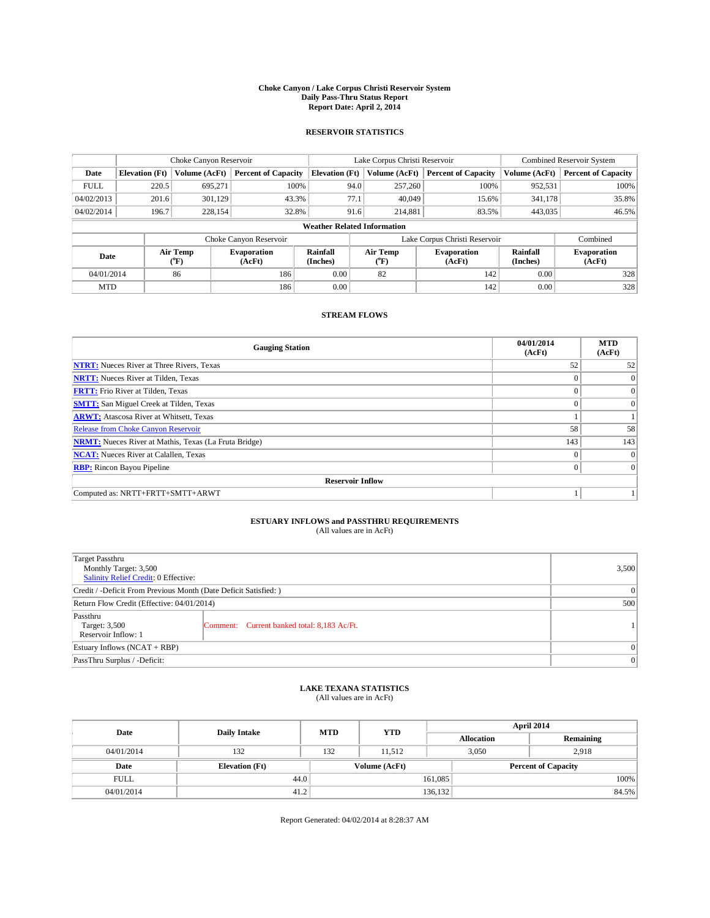**Choke Canyon / Lake Corpus Christi Reservoir System**
**Daily Pass-Thru Status Report**
**Report Date: April 2, 2014**

## RESERVOIR STATISTICS

| | Choke Canyon Reservoir | | | Lake Corpus Christi Reservoir | | | Combined Reservoir System | |
|---|---|---|---|---|---|---|---|---|
| **Date** | **Elevation (Ft)** | **Volume (AcFt)** | **Percent of Capacity** | **Elevation (Ft)** | **Volume (AcFt)** | **Percent of Capacity** | **Volume (AcFt)** | **Percent of Capacity** |
| FULL | 220.5 | 695,271 | 100% | 94.0 | 257,260 | 100% | 952,531 | 100% |
| 04/02/2013 | 201.6 | 301,129 | 43.3% | 77.1 | 40,049 | 15.6% | 341,178 | 35.8% |
| 04/02/2014 | 196.7 | 228,154 | 32.8% | 91.6 | 214,881 | 83.5% | 443,035 | 46.5% |

**Weather Related Information**

| | Choke Canyon Reservoir | | | Lake Corpus Christi Reservoir | | | Combined |
|---|---|---|---|---|---|---|---|
| **Date** | **Air Temp (°F)** | **Evaporation (AcFt)** | **Rainfall (Inches)** | **Air Temp (°F)** | **Evaporation (AcFt)** | **Rainfall (Inches)** | **Evaporation (AcFt)** |
| 04/01/2014 | 86 | 186 | 0.00 | 82 | 142 | 0.00 | 328 |
| MTD | | 186 | 0.00 | | 142 | 0.00 | 328 |

## STREAM FLOWS

| Gauging Station | 04/01/2014 (AcFt) | MTD (AcFt) |
|---|---|---|
| **NTRT:** Nueces River at Three Rivers, Texas | 52 | 52 |
| **NRTT:** Nueces River at Tilden, Texas | 0 | 0 |
| **FRTT:** Frio River at Tilden, Texas | 0 | 0 |
| **SMTT:** San Miguel Creek at Tilden, Texas | 0 | 0 |
| **ARWT:** Atascosa River at Whitsett, Texas | 1 | 1 |
| Release from Choke Canyon Reservoir | 58 | 58 |
| **NRMT:** Nueces River at Mathis, Texas (La Fruta Bridge) | 143 | 143 |
| **NCAT:** Nueces River at Calallen, Texas | 0 | 0 |
| **RBP:** Rincon Bayou Pipeline | 0 | 0 |
| **Reservoir Inflow** | | |
| Computed as: NRTT+FRTT+SMTT+ARWT | 1 | 1 |

## ESTUARY INFLOWS and PASSTHRU REQUIREMENTS
(All values are in AcFt)

| | | |
|---|---|---|
| Target Passthru<br>Monthly Target: 3,500<br>Salinity Relief Credit: 0 Effective: | | 3,500 |
| Credit / -Deficit From Previous Month (Date Deficit Satisfied: ) | | 0 |
| Return Flow Credit (Effective: 04/01/2014) | | 500 |
| Passthru<br>Target: 3,500<br>Reservoir Inflow: 1 | Comment: Current banked total: 8,183 Ac/Ft. | 1 |
| Estuary Inflows (NCAT + RBP) | | 0 |
| PassThru Surplus / -Deficit: | | 0 |

## LAKE TEXANA STATISTICS
(All values are in AcFt)

| Date | Daily Intake | MTD | YTD | April 2014 Allocation | April 2014 Remaining |
|---|---|---|---|---|---|
| 04/01/2014 | 132 | 132 | 11,512 | 3,050 | 2,918 |

| Date | Elevation (Ft) | Volume (AcFt) | Percent of Capacity |
|---|---|---|---|
| FULL | 44.0 | 161,085 | 100% |
| 04/01/2014 | 41.2 | 136,132 | 84.5% |

Report Generated: 04/02/2014 at 8:28:37 AM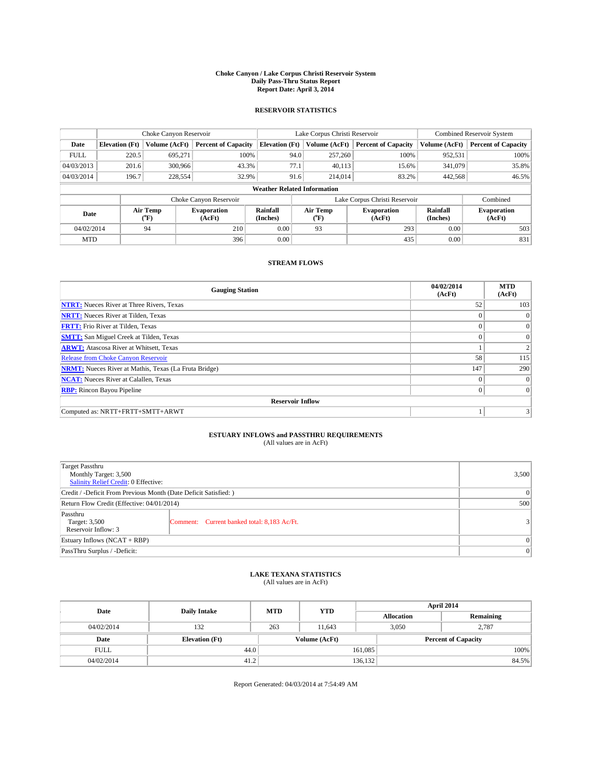# Choke Canyon / Lake Corpus Christi Reservoir System
## Daily Pass-Thru Status Report
## Report Date: April 3, 2014

### RESERVOIR STATISTICS

| | Choke Canyon Reservoir | | | Lake Corpus Christi Reservoir | | | Combined Reservoir System | |
|---|---|---|---|---|---|---|---|---|
| Date | Elevation (Ft) | Volume (AcFt) | Percent of Capacity | Elevation (Ft) | Volume (AcFt) | Percent of Capacity | Volume (AcFt) | Percent of Capacity |
| FULL | 220.5 | 695,271 | 100% | 94.0 | 257,260 | 100% | 952,531 | 100% |
| 04/03/2013 | 201.6 | 300,966 | 43.3% | 77.1 | 40,113 | 15.6% | 341,079 | 35.8% |
| 04/03/2014 | 196.7 | 228,554 | 32.9% | 91.6 | 214,014 | 83.2% | 442,568 | 46.5% |

**Weather Related Information**

| | Choke Canyon Reservoir | | | Lake Corpus Christi Reservoir | | | Combined |
|---|---|---|---|---|---|---|---|
| Date | Air Temp (°F) | Evaporation (AcFt) | Rainfall (Inches) | Air Temp (°F) | Evaporation (AcFt) | Rainfall (Inches) | Evaporation (AcFt) |
| 04/02/2014 | 94 | 210 | 0.00 | 93 | 293 | 0.00 | 503 |
| MTD | | 396 | 0.00 | | 435 | 0.00 | 831 |

### STREAM FLOWS

| Gauging Station | 04/02/2014 (AcFt) | MTD (AcFt) |
|---|---|---|
| NTRT: Nueces River at Three Rivers, Texas | 52 | 103 |
| NRTT: Nueces River at Tilden, Texas | 0 | 0 |
| FRTT: Frio River at Tilden, Texas | 0 | 0 |
| SMTT: San Miguel Creek at Tilden, Texas | 0 | 0 |
| ARWT: Atascosa River at Whitsett, Texas | 1 | 2 |
| Release from Choke Canyon Reservoir | 58 | 115 |
| NRMT: Nueces River at Mathis, Texas (La Fruta Bridge) | 147 | 290 |
| NCAT: Nueces River at Calallen, Texas | 0 | 0 |
| RBP: Rincon Bayou Pipeline | 0 | 0 |
| **Reservoir Inflow** | | |
| Computed as: NRTT+FRTT+SMTT+ARWT | 1 | 3 |

### ESTUARY INFLOWS and PASSTHRU REQUIREMENTS
(All values are in AcFt)

| | |
|---|---|
| Target Passthru<br>Monthly Target: 3,500<br>Salinity Relief Credit: 0 Effective: | 3,500 |
| Credit / -Deficit From Previous Month (Date Deficit Satisfied: ) | 0 |
| Return Flow Credit (Effective: 04/01/2014) | 500 |
| Passthru<br>Target: 3,500<br>Reservoir Inflow: 3 — Comment: Current banked total: 8,183 Ac/Ft. | 3 |
| Estuary Inflows (NCAT + RBP) | 0 |
| PassThru Surplus / -Deficit: | 0 |

### LAKE TEXANA STATISTICS
(All values are in AcFt)

| Date | Daily Intake | MTD | YTD | April 2014 Allocation | April 2014 Remaining |
|---|---|---|---|---|---|
| 04/02/2014 | 132 | 263 | 11,643 | 3,050 | 2,787 |

| Date | Elevation (Ft) | Volume (AcFt) | Percent of Capacity |
|---|---|---|---|
| FULL | 44.0 | 161,085 | 100% |
| 04/02/2014 | 41.2 | 136,132 | 84.5% |

Report Generated: 04/03/2014 at 7:54:49 AM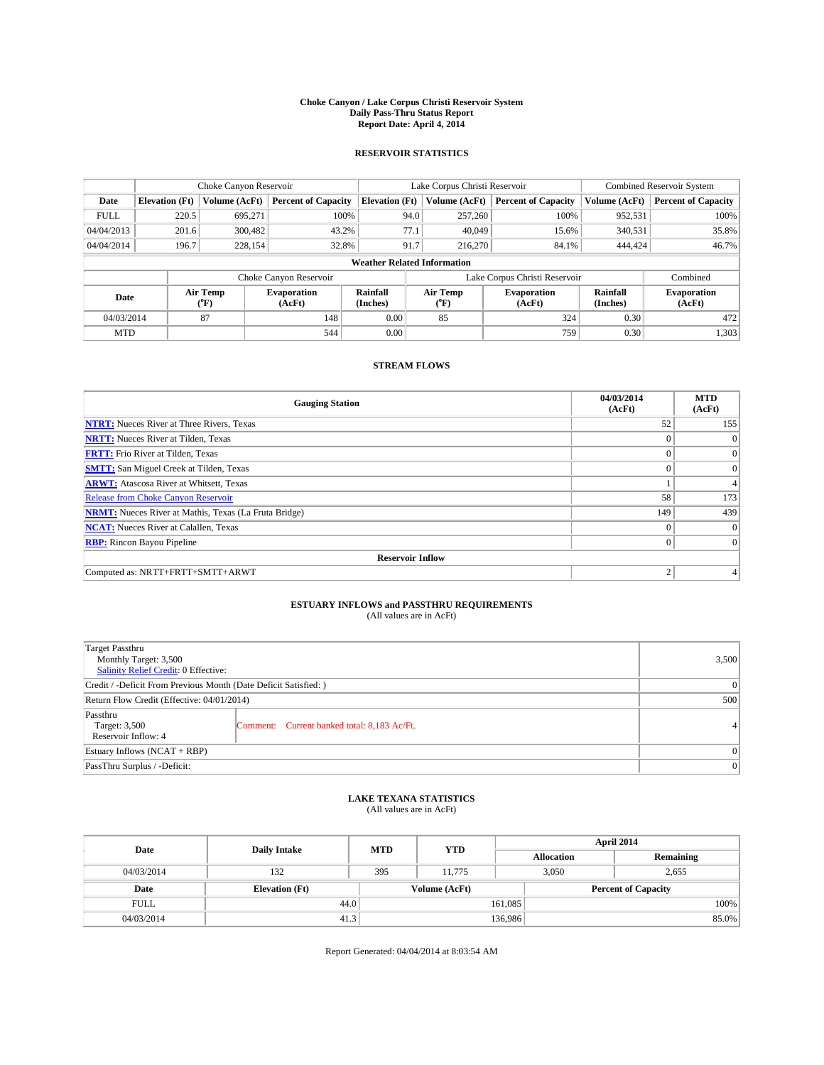# Choke Canyon / Lake Corpus Christi Reservoir System
## Daily Pass-Thru Status Report
### Report Date: April 4, 2014

## RESERVOIR STATISTICS

| | Choke Canyon Reservoir | | | Lake Corpus Christi Reservoir | | | Combined Reservoir System | |
|---|---|---|---|---|---|---|---|---|
| Date | Elevation (Ft) | Volume (AcFt) | Percent of Capacity | Elevation (Ft) | Volume (AcFt) | Percent of Capacity | Volume (AcFt) | Percent of Capacity |
| FULL | 220.5 | 695,271 | 100% | 94.0 | 257,260 | 100% | 952,531 | 100% |
| 04/04/2013 | 201.6 | 300,482 | 43.2% | 77.1 | 40,049 | 15.6% | 340,531 | 35.8% |
| 04/04/2014 | 196.7 | 228,154 | 32.8% | 91.7 | 216,270 | 84.1% | 444,424 | 46.7% |

**Weather Related Information**

| | Choke Canyon Reservoir | | | Lake Corpus Christi Reservoir | | | Combined |
|---|---|---|---|---|---|---|---|
| Date | Air Temp (°F) | Evaporation (AcFt) | Rainfall (Inches) | Air Temp (°F) | Evaporation (AcFt) | Rainfall (Inches) | Evaporation (AcFt) |
| 04/03/2014 | 87 | 148 | 0.00 | 85 | 324 | 0.30 | 472 |
| MTD | | 544 | 0.00 | | 759 | 0.30 | 1,303 |

## STREAM FLOWS

| Gauging Station | 04/03/2014 (AcFt) | MTD (AcFt) |
|---|---|---|
| NTRT: Nueces River at Three Rivers, Texas | 52 | 155 |
| NRTT: Nueces River at Tilden, Texas | 0 | 0 |
| FRTT: Frio River at Tilden, Texas | 0 | 0 |
| SMTT: San Miguel Creek at Tilden, Texas | 0 | 0 |
| ARWT: Atascosa River at Whitsett, Texas | 1 | 4 |
| Release from Choke Canyon Reservoir | 58 | 173 |
| NRMT: Nueces River at Mathis, Texas (La Fruta Bridge) | 149 | 439 |
| NCAT: Nueces River at Calallen, Texas | 0 | 0 |
| RBP: Rincon Bayou Pipeline | 0 | 0 |
| **Reservoir Inflow** | | |
| Computed as: NRTT+FRTT+SMTT+ARWT | 2 | 4 |

## ESTUARY INFLOWS and PASSTHRU REQUIREMENTS
(All values are in AcFt)

| | |
|---|---|
| Target Passthru<br>Monthly Target: 3,500<br>Salinity Relief Credit: 0 Effective: | 3,500 |
| Credit / -Deficit From Previous Month (Date Deficit Satisfied: ) | 0 |
| Return Flow Credit (Effective: 04/01/2014) | 500 |
| Passthru<br>Target: 3,500<br>Reservoir Inflow: 4 — Comment: Current banked total: 8,183 Ac/Ft. | 4 |
| Estuary Inflows (NCAT + RBP) | 0 |
| PassThru Surplus / -Deficit: | 0 |

## LAKE TEXANA STATISTICS
(All values are in AcFt)

| Date | Daily Intake | MTD | YTD | April 2014 Allocation | April 2014 Remaining |
|---|---|---|---|---|---|
| 04/03/2014 | 132 | 395 | 11,775 | 3,050 | 2,655 |

| Date | Elevation (Ft) | Volume (AcFt) | Percent of Capacity |
|---|---|---|---|
| FULL | 44.0 | 161,085 | 100% |
| 04/03/2014 | 41.3 | 136,986 | 85.0% |

Report Generated: 04/04/2014 at 8:03:54 AM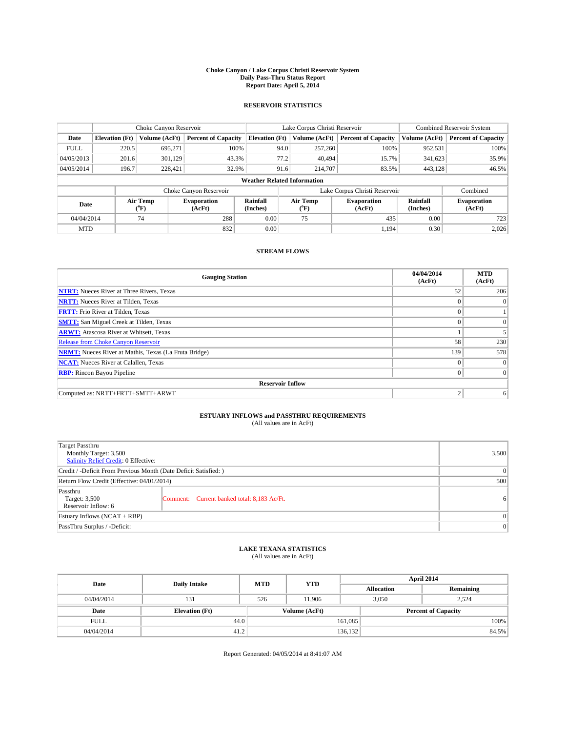# Choke Canyon / Lake Corpus Christi Reservoir System
## Daily Pass-Thru Status Report
### Report Date: April 5, 2014

## RESERVOIR STATISTICS

| | Choke Canyon Reservoir | | | Lake Corpus Christi Reservoir | | | Combined Reservoir System | |
|---|---|---|---|---|---|---|---|---|
| Date | Elevation (Ft) | Volume (AcFt) | Percent of Capacity | Elevation (Ft) | Volume (AcFt) | Percent of Capacity | Volume (AcFt) | Percent of Capacity |
| FULL | 220.5 | 695,271 | 100% | 94.0 | 257,260 | 100% | 952,531 | 100% |
| 04/05/2013 | 201.6 | 301,129 | 43.3% | 77.2 | 40,494 | 15.7% | 341,623 | 35.9% |
| 04/05/2014 | 196.7 | 228,421 | 32.9% | 91.6 | 214,707 | 83.5% | 443,128 | 46.5% |

**Weather Related Information**

| | Choke Canyon Reservoir | | | Lake Corpus Christi Reservoir | | | Combined |
|---|---|---|---|---|---|---|---|
| Date | Air Temp (°F) | Evaporation (AcFt) | Rainfall (Inches) | Air Temp (°F) | Evaporation (AcFt) | Rainfall (Inches) | Evaporation (AcFt) |
| 04/04/2014 | 74 | 288 | 0.00 | 75 | 435 | 0.00 | 723 |
| MTD | | 832 | 0.00 | | 1,194 | 0.30 | 2,026 |

## STREAM FLOWS

| Gauging Station | 04/04/2014 (AcFt) | MTD (AcFt) |
|---|---|---|
| **NTRT:** Nueces River at Three Rivers, Texas | 52 | 206 |
| **NRTT:** Nueces River at Tilden, Texas | 0 | 0 |
| **FRTT:** Frio River at Tilden, Texas | 0 | 1 |
| **SMTT:** San Miguel Creek at Tilden, Texas | 0 | 0 |
| **ARWT:** Atascosa River at Whitsett, Texas | 1 | 5 |
| Release from Choke Canyon Reservoir | 58 | 230 |
| **NRMT:** Nueces River at Mathis, Texas (La Fruta Bridge) | 139 | 578 |
| **NCAT:** Nueces River at Calallen, Texas | 0 | 0 |
| **RBP:** Rincon Bayou Pipeline | 0 | 0 |
| **Reservoir Inflow** | | |
| Computed as: NRTT+FRTT+SMTT+ARWT | 2 | 6 |

## ESTUARY INFLOWS and PASSTHRU REQUIREMENTS
(All values are in AcFt)

| | | |
|---|---|---|
| Target Passthru<br>Monthly Target: 3,500<br>Salinity Relief Credit: 0 Effective: | | 3,500 |
| Credit / -Deficit From Previous Month (Date Deficit Satisfied: ) | | 0 |
| Return Flow Credit (Effective: 04/01/2014) | | 500 |
| Passthru<br>Target: 3,500<br>Reservoir Inflow: 6 | Comment: Current banked total: 8,183 Ac/Ft. | 6 |
| Estuary Inflows (NCAT + RBP) | | 0 |
| PassThru Surplus / -Deficit: | | 0 |

## LAKE TEXANA STATISTICS
(All values are in AcFt)

| Date | Daily Intake | MTD | YTD | April 2014 Allocation | April 2014 Remaining |
|---|---|---|---|---|---|
| 04/04/2014 | 131 | 526 | 11,906 | 3,050 | 2,524 |

| Date | Elevation (Ft) | Volume (AcFt) | Percent of Capacity |
|---|---|---|---|
| FULL | 44.0 | 161,085 | 100% |
| 04/04/2014 | 41.2 | 136,132 | 84.5% |

Report Generated: 04/05/2014 at 8:41:07 AM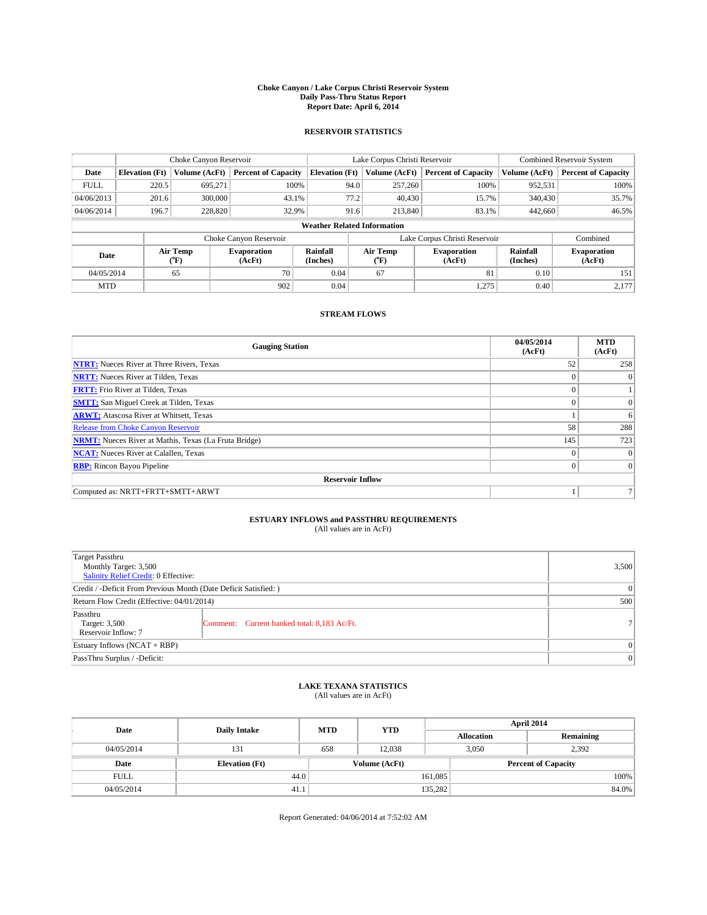# Choke Canyon / Lake Corpus Christi Reservoir System
## Daily Pass-Thru Status Report
### Report Date: April 6, 2014

## RESERVOIR STATISTICS

| | Choke Canyon Reservoir | | | Lake Corpus Christi Reservoir | | | Combined Reservoir System | |
|---|---|---|---|---|---|---|---|---|
| Date | Elevation (Ft) | Volume (AcFt) | Percent of Capacity | Elevation (Ft) | Volume (AcFt) | Percent of Capacity | Volume (AcFt) | Percent of Capacity |
| FULL | 220.5 | 695,271 | 100% | 94.0 | 257,260 | 100% | 952,531 | 100% |
| 04/06/2013 | 201.6 | 300,000 | 43.1% | 77.2 | 40,430 | 15.7% | 340,430 | 35.7% |
| 04/06/2014 | 196.7 | 228,820 | 32.9% | 91.6 | 213,840 | 83.1% | 442,660 | 46.5% |

**Weather Related Information**

| | Choke Canyon Reservoir | | | Lake Corpus Christi Reservoir | | | Combined |
|---|---|---|---|---|---|---|---|
| Date | Air Temp (°F) | Evaporation (AcFt) | Rainfall (Inches) | Air Temp (°F) | Evaporation (AcFt) | Rainfall (Inches) | Evaporation (AcFt) |
| 04/05/2014 | 65 | 70 | 0.04 | 67 | 81 | 0.10 | 151 |
| MTD | | 902 | 0.04 | | 1,275 | 0.40 | 2,177 |

## STREAM FLOWS

| Gauging Station | 04/05/2014 (AcFt) | MTD (AcFt) |
|---|---|---|
| **NTRT:** Nueces River at Three Rivers, Texas | 52 | 258 |
| **NRTT:** Nueces River at Tilden, Texas | 0 | 0 |
| **FRTT:** Frio River at Tilden, Texas | 0 | 1 |
| **SMTT:** San Miguel Creek at Tilden, Texas | 0 | 0 |
| **ARWT:** Atascosa River at Whitsett, Texas | 1 | 6 |
| Release from Choke Canyon Reservoir | 58 | 288 |
| **NRMT:** Nueces River at Mathis, Texas (La Fruta Bridge) | 145 | 723 |
| **NCAT:** Nueces River at Calallen, Texas | 0 | 0 |
| **RBP:** Rincon Bayou Pipeline | 0 | 0 |
| **Reservoir Inflow** | | |
| Computed as: NRTT+FRTT+SMTT+ARWT | 1 | 7 |

## ESTUARY INFLOWS and PASSTHRU REQUIREMENTS
(All values are in AcFt)

| | | |
|---|---|---|
| Target Passthru<br>Monthly Target: 3,500<br>Salinity Relief Credit: 0 Effective: | | 3,500 |
| Credit / -Deficit From Previous Month (Date Deficit Satisfied: ) | | 0 |
| Return Flow Credit (Effective: 04/01/2014) | | 500 |
| Passthru<br>Target: 3,500<br>Reservoir Inflow: 7 | Comment: Current banked total: 8,183 Ac/Ft. | 7 |
| Estuary Inflows (NCAT + RBP) | | 0 |
| PassThru Surplus / -Deficit: | | 0 |

## LAKE TEXANA STATISTICS
(All values are in AcFt)

| Date | Daily Intake | MTD | YTD | April 2014 Allocation | April 2014 Remaining |
|---|---|---|---|---|---|
| 04/05/2014 | 131 | 658 | 12,038 | 3,050 | 2,392 |

| Date | Elevation (Ft) | Volume (AcFt) | Percent of Capacity |
|---|---|---|---|
| FULL | 44.0 | 161,085 | 100% |
| 04/05/2014 | 41.1 | 135,282 | 84.0% |

Report Generated: 04/06/2014 at 7:52:02 AM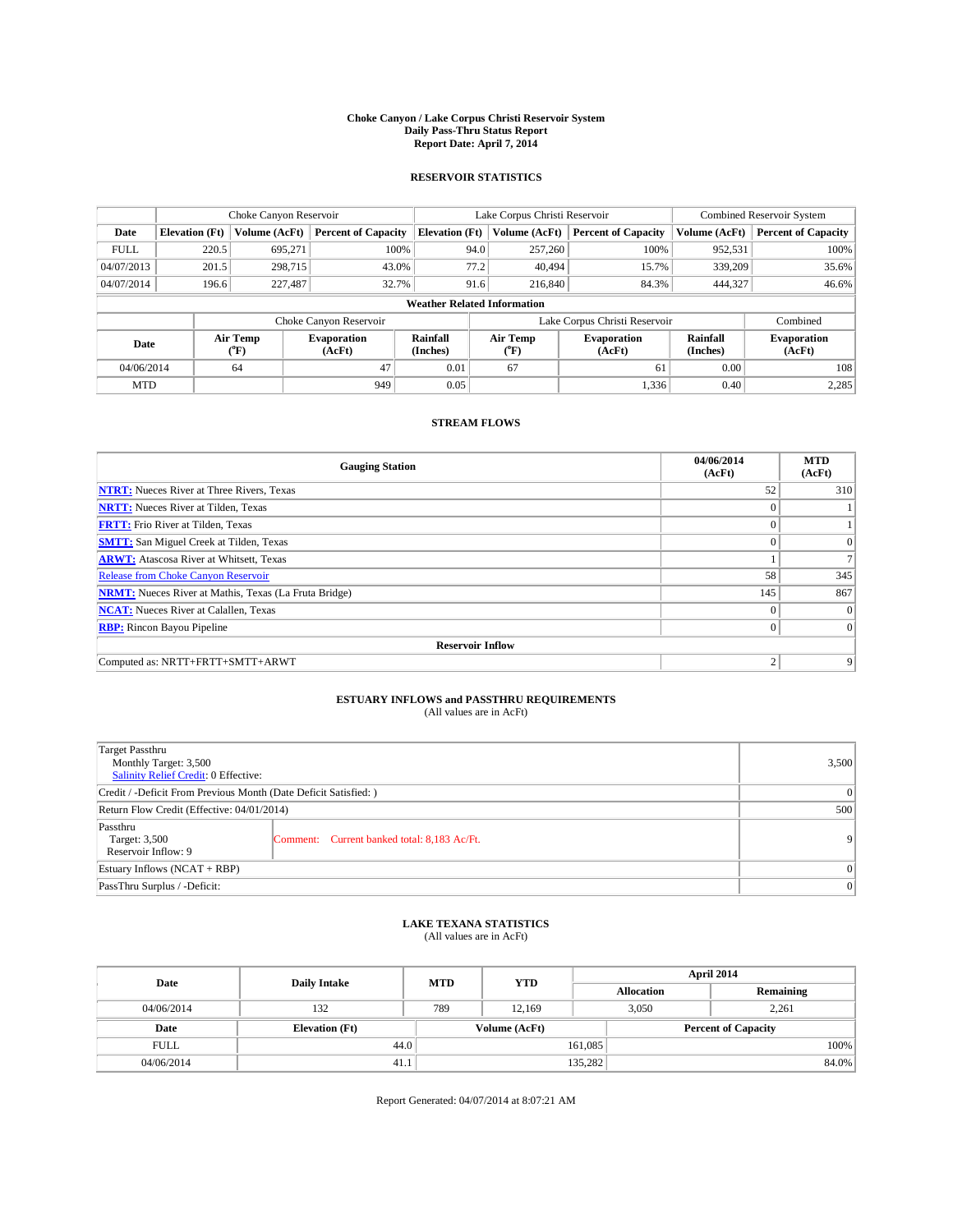# Choke Canyon / Lake Corpus Christi Reservoir System
## Daily Pass-Thru Status Report
### Report Date: April 7, 2014

## RESERVOIR STATISTICS

| | Choke Canyon Reservoir | | | Lake Corpus Christi Reservoir | | | Combined Reservoir System | |
|---|---|---|---|---|---|---|---|---|
| Date | Elevation (Ft) | Volume (AcFt) | Percent of Capacity | Elevation (Ft) | Volume (AcFt) | Percent of Capacity | Volume (AcFt) | Percent of Capacity |
| FULL | 220.5 | 695,271 | 100% | 94.0 | 257,260 | 100% | 952,531 | 100% |
| 04/07/2013 | 201.5 | 298,715 | 43.0% | 77.2 | 40,494 | 15.7% | 339,209 | 35.6% |
| 04/07/2014 | 196.6 | 227,487 | 32.7% | 91.6 | 216,840 | 84.3% | 444,327 | 46.6% |

**Weather Related Information**

| | Choke Canyon Reservoir | | | Lake Corpus Christi Reservoir | | | Combined |
|---|---|---|---|---|---|---|---|
| Date | Air Temp (°F) | Evaporation (AcFt) | Rainfall (Inches) | Air Temp (°F) | Evaporation (AcFt) | Rainfall (Inches) | Evaporation (AcFt) |
| 04/06/2014 | 64 | 47 | 0.01 | 67 | 61 | 0.00 | 108 |
| MTD | | 949 | 0.05 | | 1,336 | 0.40 | 2,285 |

## STREAM FLOWS

| Gauging Station | 04/06/2014 (AcFt) | MTD (AcFt) |
|---|---|---|
| NTRT: Nueces River at Three Rivers, Texas | 52 | 310 |
| NRTT: Nueces River at Tilden, Texas | 0 | 1 |
| FRTT: Frio River at Tilden, Texas | 0 | 1 |
| SMTT: San Miguel Creek at Tilden, Texas | 0 | 0 |
| ARWT: Atascosa River at Whitsett, Texas | 1 | 7 |
| Release from Choke Canyon Reservoir | 58 | 345 |
| NRMT: Nueces River at Mathis, Texas (La Fruta Bridge) | 145 | 867 |
| NCAT: Nueces River at Calallen, Texas | 0 | 0 |
| RBP: Rincon Bayou Pipeline | 0 | 0 |
| **Reservoir Inflow** | | |
| Computed as: NRTT+FRTT+SMTT+ARWT | 2 | 9 |

## ESTUARY INFLOWS and PASSTHRU REQUIREMENTS
(All values are in AcFt)

| | | |
|---|---|---|
| Target Passthru<br>Monthly Target: 3,500<br>Salinity Relief Credit: 0 Effective: | | 3,500 |
| Credit / -Deficit From Previous Month (Date Deficit Satisfied: ) | | 0 |
| Return Flow Credit (Effective: 04/01/2014) | | 500 |
| Passthru<br>Target: 3,500<br>Reservoir Inflow: 9 | Comment: Current banked total: 8,183 Ac/Ft. | 9 |
| Estuary Inflows (NCAT + RBP) | | 0 |
| PassThru Surplus / -Deficit: | | 0 |

## LAKE TEXANA STATISTICS
(All values are in AcFt)

| Date | Daily Intake | MTD | YTD | April 2014 Allocation | April 2014 Remaining |
|---|---|---|---|---|---|
| 04/06/2014 | 132 | 789 | 12,169 | 3,050 | 2,261 |

| Date | Elevation (Ft) | Volume (AcFt) | Percent of Capacity |
|---|---|---|---|
| FULL | 44.0 | 161,085 | 100% |
| 04/06/2014 | 41.1 | 135,282 | 84.0% |

Report Generated: 04/07/2014 at 8:07:21 AM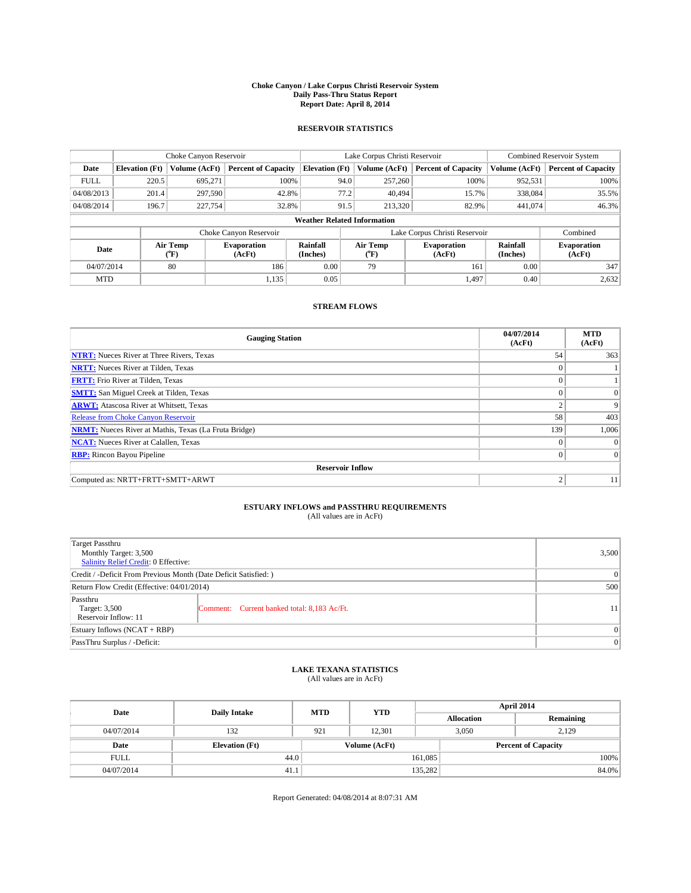**Choke Canyon / Lake Corpus Christi Reservoir System**
**Daily Pass-Thru Status Report**
**Report Date: April 8, 2014**

## RESERVOIR STATISTICS

| | Choke Canyon Reservoir | | | Lake Corpus Christi Reservoir | | | Combined Reservoir System | |
|---|---|---|---|---|---|---|---|---|
| **Date** | **Elevation (Ft)** | **Volume (AcFt)** | **Percent of Capacity** | **Elevation (Ft)** | **Volume (AcFt)** | **Percent of Capacity** | **Volume (AcFt)** | **Percent of Capacity** |
| FULL | 220.5 | 695,271 | 100% | 94.0 | 257,260 | 100% | 952,531 | 100% |
| 04/08/2013 | 201.4 | 297,590 | 42.8% | 77.2 | 40,494 | 15.7% | 338,084 | 35.5% |
| 04/08/2014 | 196.7 | 227,754 | 32.8% | 91.5 | 213,320 | 82.9% | 441,074 | 46.3% |

**Weather Related Information**

| | Choke Canyon Reservoir | | | Lake Corpus Christi Reservoir | | | Combined |
|---|---|---|---|---|---|---|---|
| **Date** | **Air Temp (°F)** | **Evaporation (AcFt)** | **Rainfall (Inches)** | **Air Temp (°F)** | **Evaporation (AcFt)** | **Rainfall (Inches)** | **Evaporation (AcFt)** |
| 04/07/2014 | 80 | 186 | 0.00 | 79 | 161 | 0.00 | 347 |
| MTD | | 1,135 | 0.05 | | 1,497 | 0.40 | 2,632 |

## STREAM FLOWS

| Gauging Station | 04/07/2014 (AcFt) | MTD (AcFt) |
|---|---|---|
| **NTRT:** Nueces River at Three Rivers, Texas | 54 | 363 |
| **NRTT:** Nueces River at Tilden, Texas | 0 | 1 |
| **FRTT:** Frio River at Tilden, Texas | 0 | 1 |
| **SMTT:** San Miguel Creek at Tilden, Texas | 0 | 0 |
| **ARWT:** Atascosa River at Whitsett, Texas | 2 | 9 |
| Release from Choke Canyon Reservoir | 58 | 403 |
| **NRMT:** Nueces River at Mathis, Texas (La Fruta Bridge) | 139 | 1,006 |
| **NCAT:** Nueces River at Calallen, Texas | 0 | 0 |
| **RBP:** Rincon Bayou Pipeline | 0 | 0 |
| **Reservoir Inflow** | | |
| Computed as: NRTT+FRTT+SMTT+ARWT | 2 | 11 |

## ESTUARY INFLOWS and PASSTHRU REQUIREMENTS

(All values are in AcFt)

| | | |
|---|---|---|
| Target Passthru<br>Monthly Target: 3,500<br>Salinity Relief Credit: 0 Effective: | | 3,500 |
| Credit / -Deficit From Previous Month (Date Deficit Satisfied: ) | | 0 |
| Return Flow Credit (Effective: 04/01/2014) | | 500 |
| Passthru<br>Target: 3,500<br>Reservoir Inflow: 11 | Comment: Current banked total: 8,183 Ac/Ft. | 11 |
| Estuary Inflows (NCAT + RBP) | | 0 |
| PassThru Surplus / -Deficit: | | 0 |

## LAKE TEXANA STATISTICS

(All values are in AcFt)

| Date | Daily Intake | MTD | YTD | April 2014 Allocation | April 2014 Remaining |
|---|---|---|---|---|---|
| 04/07/2014 | 132 | 921 | 12,301 | 3,050 | 2,129 |

| Date | Elevation (Ft) | Volume (AcFt) | Percent of Capacity |
|---|---|---|---|
| FULL | 44.0 | 161,085 | 100% |
| 04/07/2014 | 41.1 | 135,282 | 84.0% |

Report Generated: 04/08/2014 at 8:07:31 AM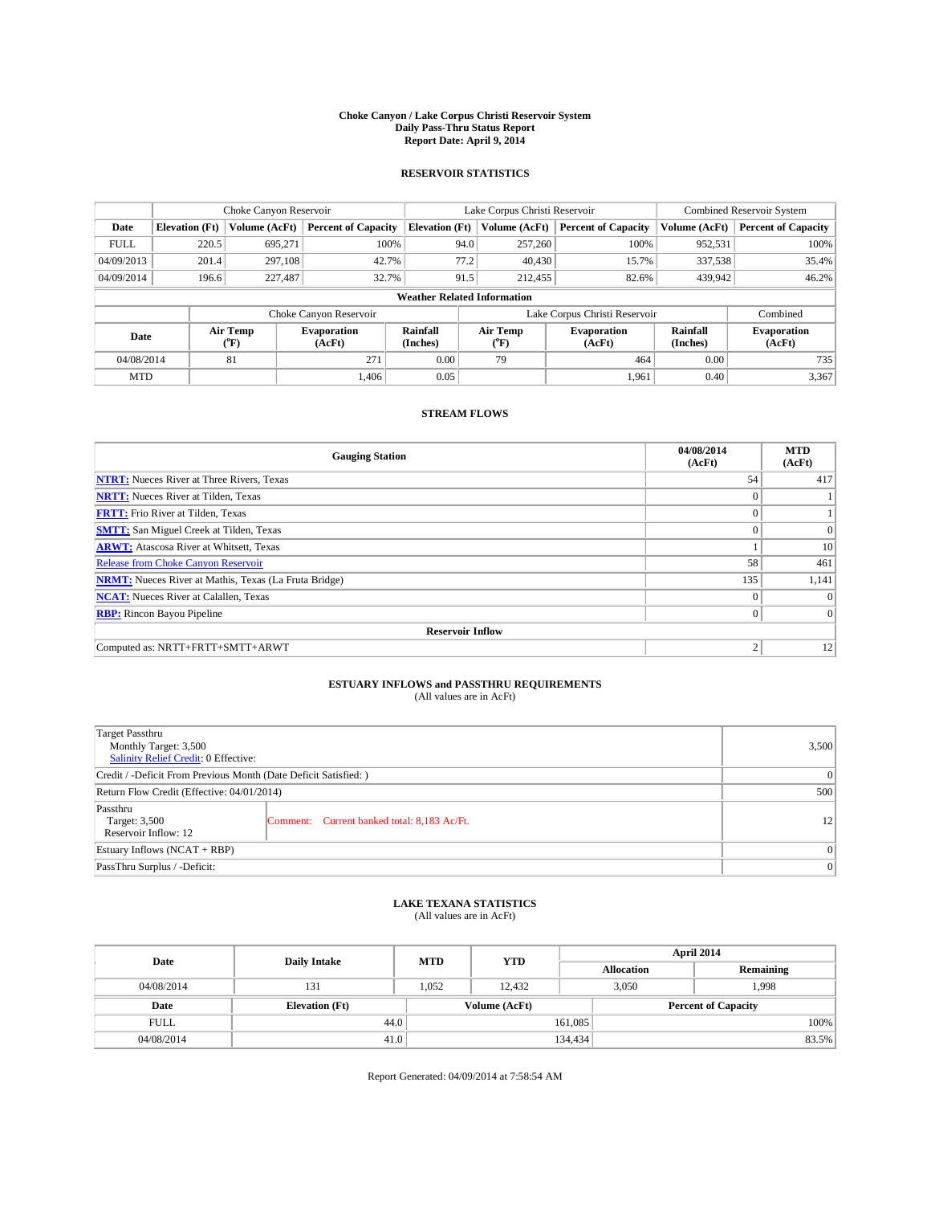**Choke Canyon / Lake Corpus Christi Reservoir System**
**Daily Pass-Thru Status Report**
**Report Date: April 9, 2014**

## RESERVOIR STATISTICS

| | Choke Canyon Reservoir | | | Lake Corpus Christi Reservoir | | | Combined Reservoir System | |
|---|---|---|---|---|---|---|---|---|
| Date | Elevation (Ft) | Volume (AcFt) | Percent of Capacity | Elevation (Ft) | Volume (AcFt) | Percent of Capacity | Volume (AcFt) | Percent of Capacity |
| FULL | 220.5 | 695,271 | 100% | 94.0 | 257,260 | 100% | 952,531 | 100% |
| 04/09/2013 | 201.4 | 297,108 | 42.7% | 77.2 | 40,430 | 15.7% | 337,538 | 35.4% |
| 04/09/2014 | 196.6 | 227,487 | 32.7% | 91.5 | 212,455 | 82.6% | 439,942 | 46.2% |

**Weather Related Information**

| | Choke Canyon Reservoir | | | Lake Corpus Christi Reservoir | | | Combined |
|---|---|---|---|---|---|---|---|
| Date | Air Temp (°F) | Evaporation (AcFt) | Rainfall (Inches) | Air Temp (°F) | Evaporation (AcFt) | Rainfall (Inches) | Evaporation (AcFt) |
| 04/08/2014 | 81 | 271 | 0.00 | 79 | 464 | 0.00 | 735 |
| MTD | | 1,406 | 0.05 | | 1,961 | 0.40 | 3,367 |

## STREAM FLOWS

| Gauging Station | 04/08/2014 (AcFt) | MTD (AcFt) |
|---|---|---|
| NTRT: Nueces River at Three Rivers, Texas | 54 | 417 |
| NRTT: Nueces River at Tilden, Texas | 0 | 1 |
| FRTT: Frio River at Tilden, Texas | 0 | 1 |
| SMTT: San Miguel Creek at Tilden, Texas | 0 | 0 |
| ARWT: Atascosa River at Whitsett, Texas | 1 | 10 |
| Release from Choke Canyon Reservoir | 58 | 461 |
| NRMT: Nueces River at Mathis, Texas (La Fruta Bridge) | 135 | 1,141 |
| NCAT: Nueces River at Calallen, Texas | 0 | 0 |
| RBP: Rincon Bayou Pipeline | 0 | 0 |
| **Reservoir Inflow** | | |
| Computed as: NRTT+FRTT+SMTT+ARWT | 2 | 12 |

## ESTUARY INFLOWS and PASSTHRU REQUIREMENTS
(All values are in AcFt)

| | | |
|---|---|---|
| Target Passthru<br>Monthly Target: 3,500<br>Salinity Relief Credit: 0 Effective: | | 3,500 |
| Credit / -Deficit From Previous Month (Date Deficit Satisfied: ) | | 0 |
| Return Flow Credit (Effective: 04/01/2014) | | 500 |
| Passthru<br>Target: 3,500<br>Reservoir Inflow: 12 | Comment: Current banked total: 8,183 Ac/Ft. | 12 |
| Estuary Inflows (NCAT + RBP) | | 0 |
| PassThru Surplus / -Deficit: | | 0 |

## LAKE TEXANA STATISTICS
(All values are in AcFt)

| Date | Daily Intake | MTD | YTD | April 2014 Allocation | April 2014 Remaining |
|---|---|---|---|---|---|
| 04/08/2014 | 131 | 1,052 | 12,432 | 3,050 | 1,998 |

| Date | Elevation (Ft) | Volume (AcFt) | Percent of Capacity |
|---|---|---|---|
| FULL | 44.0 | 161,085 | 100% |
| 04/08/2014 | 41.0 | 134,434 | 83.5% |

Report Generated: 04/09/2014 at 7:58:54 AM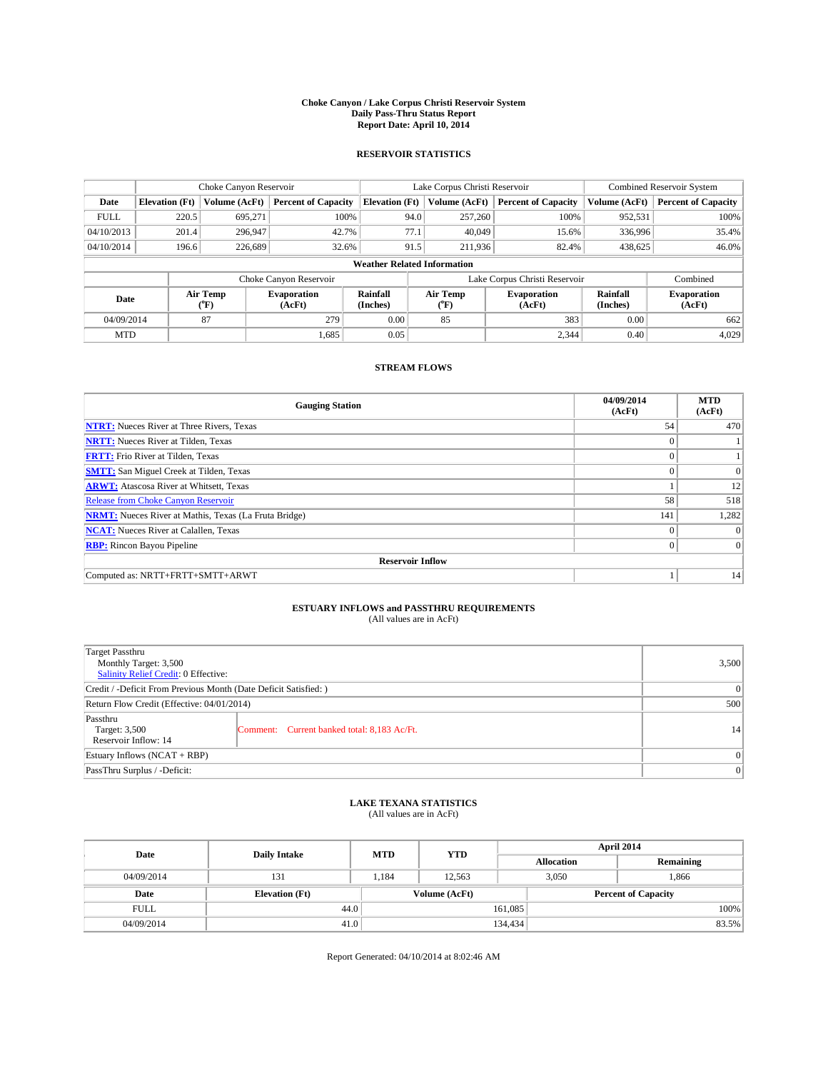# Choke Canyon / Lake Corpus Christi Reservoir System
## Daily Pass-Thru Status Report
### Report Date: April 10, 2014

## RESERVOIR STATISTICS

| | Choke Canyon Reservoir | | | Lake Corpus Christi Reservoir | | | Combined Reservoir System | |
|---|---|---|---|---|---|---|---|---|
| Date | Elevation (Ft) | Volume (AcFt) | Percent of Capacity | Elevation (Ft) | Volume (AcFt) | Percent of Capacity | Volume (AcFt) | Percent of Capacity |
| FULL | 220.5 | 695,271 | 100% | 94.0 | 257,260 | 100% | 952,531 | 100% |
| 04/10/2013 | 201.4 | 296,947 | 42.7% | 77.1 | 40,049 | 15.6% | 336,996 | 35.4% |
| 04/10/2014 | 196.6 | 226,689 | 32.6% | 91.5 | 211,936 | 82.4% | 438,625 | 46.0% |

**Weather Related Information**

| | Choke Canyon Reservoir | | | Lake Corpus Christi Reservoir | | | Combined |
|---|---|---|---|---|---|---|---|
| Date | Air Temp (°F) | Evaporation (AcFt) | Rainfall (Inches) | Air Temp (°F) | Evaporation (AcFt) | Rainfall (Inches) | Evaporation (AcFt) |
| 04/09/2014 | 87 | 279 | 0.00 | 85 | 383 | 0.00 | 662 |
| MTD | | 1,685 | 0.05 | | 2,344 | 0.40 | 4,029 |

## STREAM FLOWS

| Gauging Station | 04/09/2014 (AcFt) | MTD (AcFt) |
|---|---|---|
| NTRT: Nueces River at Three Rivers, Texas | 54 | 470 |
| NRTT: Nueces River at Tilden, Texas | 0 | 1 |
| FRTT: Frio River at Tilden, Texas | 0 | 1 |
| SMTT: San Miguel Creek at Tilden, Texas | 0 | 0 |
| ARWT: Atascosa River at Whitsett, Texas | 1 | 12 |
| Release from Choke Canyon Reservoir | 58 | 518 |
| NRMT: Nueces River at Mathis, Texas (La Fruta Bridge) | 141 | 1,282 |
| NCAT: Nueces River at Calallen, Texas | 0 | 0 |
| RBP: Rincon Bayou Pipeline | 0 | 0 |
| **Reservoir Inflow** | | |
| Computed as: NRTT+FRTT+SMTT+ARWT | 1 | 14 |

## ESTUARY INFLOWS and PASSTHRU REQUIREMENTS
(All values are in AcFt)

| | | |
|---|---|---|
| Target Passthru<br>Monthly Target: 3,500<br>Salinity Relief Credit: 0 Effective: | | 3,500 |
| Credit / -Deficit From Previous Month (Date Deficit Satisfied: ) | | 0 |
| Return Flow Credit (Effective: 04/01/2014) | | 500 |
| Passthru<br>Target: 3,500<br>Reservoir Inflow: 14 | Comment: Current banked total: 8,183 Ac/Ft. | 14 |
| Estuary Inflows (NCAT + RBP) | | 0 |
| PassThru Surplus / -Deficit: | | 0 |

## LAKE TEXANA STATISTICS
(All values are in AcFt)

| Date | Daily Intake | MTD | YTD | April 2014 Allocation | April 2014 Remaining |
|---|---|---|---|---|---|
| 04/09/2014 | 131 | 1,184 | 12,563 | 3,050 | 1,866 |

| Date | Elevation (Ft) | Volume (AcFt) | Percent of Capacity |
|---|---|---|---|
| FULL | 44.0 | 161,085 | 100% |
| 04/09/2014 | 41.0 | 134,434 | 83.5% |

Report Generated: 04/10/2014 at 8:02:46 AM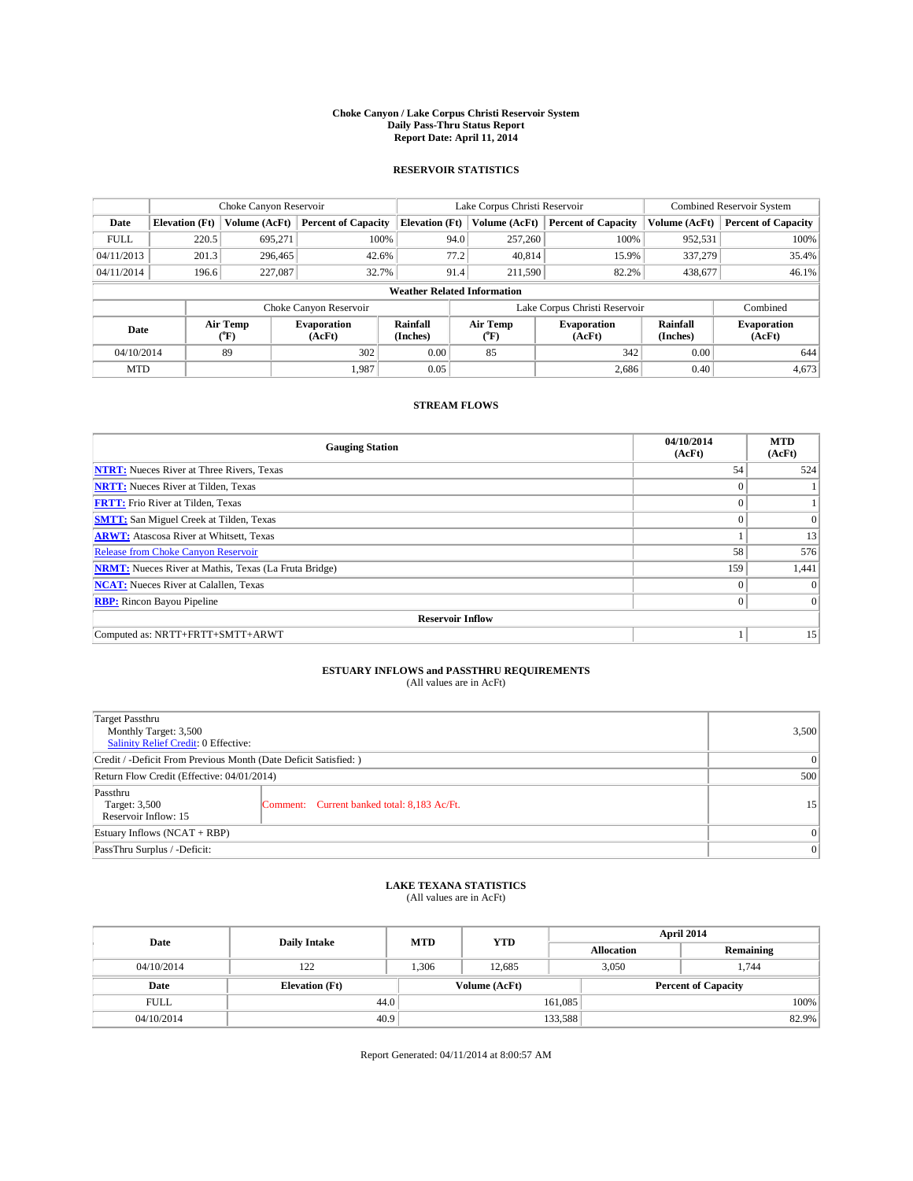**Choke Canyon / Lake Corpus Christi Reservoir System**
**Daily Pass-Thru Status Report**
**Report Date: April 11, 2014**

## RESERVOIR STATISTICS

| | Choke Canyon Reservoir | | | Lake Corpus Christi Reservoir | | | Combined Reservoir System | |
|---|---|---|---|---|---|---|---|---|
| **Date** | **Elevation (Ft)** | **Volume (AcFt)** | **Percent of Capacity** | **Elevation (Ft)** | **Volume (AcFt)** | **Percent of Capacity** | **Volume (AcFt)** | **Percent of Capacity** |
| FULL | 220.5 | 695,271 | 100% | 94.0 | 257,260 | 100% | 952,531 | 100% |
| 04/11/2013 | 201.3 | 296,465 | 42.6% | 77.2 | 40,814 | 15.9% | 337,279 | 35.4% |
| 04/11/2014 | 196.6 | 227,087 | 32.7% | 91.4 | 211,590 | 82.2% | 438,677 | 46.1% |

**Weather Related Information**

| | Choke Canyon Reservoir | | | Lake Corpus Christi Reservoir | | | Combined |
|---|---|---|---|---|---|---|---|
| **Date** | **Air Temp (°F)** | **Evaporation (AcFt)** | **Rainfall (Inches)** | **Air Temp (°F)** | **Evaporation (AcFt)** | **Rainfall (Inches)** | **Evaporation (AcFt)** |
| 04/10/2014 | 89 | 302 | 0.00 | 85 | 342 | 0.00 | 644 |
| MTD | | 1,987 | 0.05 | | 2,686 | 0.40 | 4,673 |

## STREAM FLOWS

| Gauging Station | 04/10/2014 (AcFt) | MTD (AcFt) |
|---|---|---|
| **NTRT:** Nueces River at Three Rivers, Texas | 54 | 524 |
| **NRTT:** Nueces River at Tilden, Texas | 0 | 1 |
| **FRTT:** Frio River at Tilden, Texas | 0 | 1 |
| **SMTT:** San Miguel Creek at Tilden, Texas | 0 | 0 |
| **ARWT:** Atascosa River at Whitsett, Texas | 1 | 13 |
| Release from Choke Canyon Reservoir | 58 | 576 |
| **NRMT:** Nueces River at Mathis, Texas (La Fruta Bridge) | 159 | 1,441 |
| **NCAT:** Nueces River at Calallen, Texas | 0 | 0 |
| **RBP:** Rincon Bayou Pipeline | 0 | 0 |
| **Reservoir Inflow** | | |
| Computed as: NRTT+FRTT+SMTT+ARWT | 1 | 15 |

## ESTUARY INFLOWS and PASSTHRU REQUIREMENTS
(All values are in AcFt)

| | |
|---|---|
| Target Passthru<br>Monthly Target: 3,500<br>Salinity Relief Credit: 0 Effective: | 3,500 |
| Credit / -Deficit From Previous Month (Date Deficit Satisfied: ) | 0 |
| Return Flow Credit (Effective: 04/01/2014) | 500 |
| Passthru<br>Target: 3,500<br>Reservoir Inflow: 15 — Comment: Current banked total: 8,183 Ac/Ft. | 15 |
| Estuary Inflows (NCAT + RBP) | 0 |
| PassThru Surplus / -Deficit: | 0 |

## LAKE TEXANA STATISTICS
(All values are in AcFt)

| Date | Daily Intake | MTD | YTD | April 2014 Allocation | April 2014 Remaining |
|---|---|---|---|---|---|
| 04/10/2014 | 122 | 1,306 | 12,685 | 3,050 | 1,744 |

| Date | Elevation (Ft) | Volume (AcFt) | Percent of Capacity |
|---|---|---|---|
| FULL | 44.0 | 161,085 | 100% |
| 04/10/2014 | 40.9 | 133,588 | 82.9% |

Report Generated: 04/11/2014 at 8:00:57 AM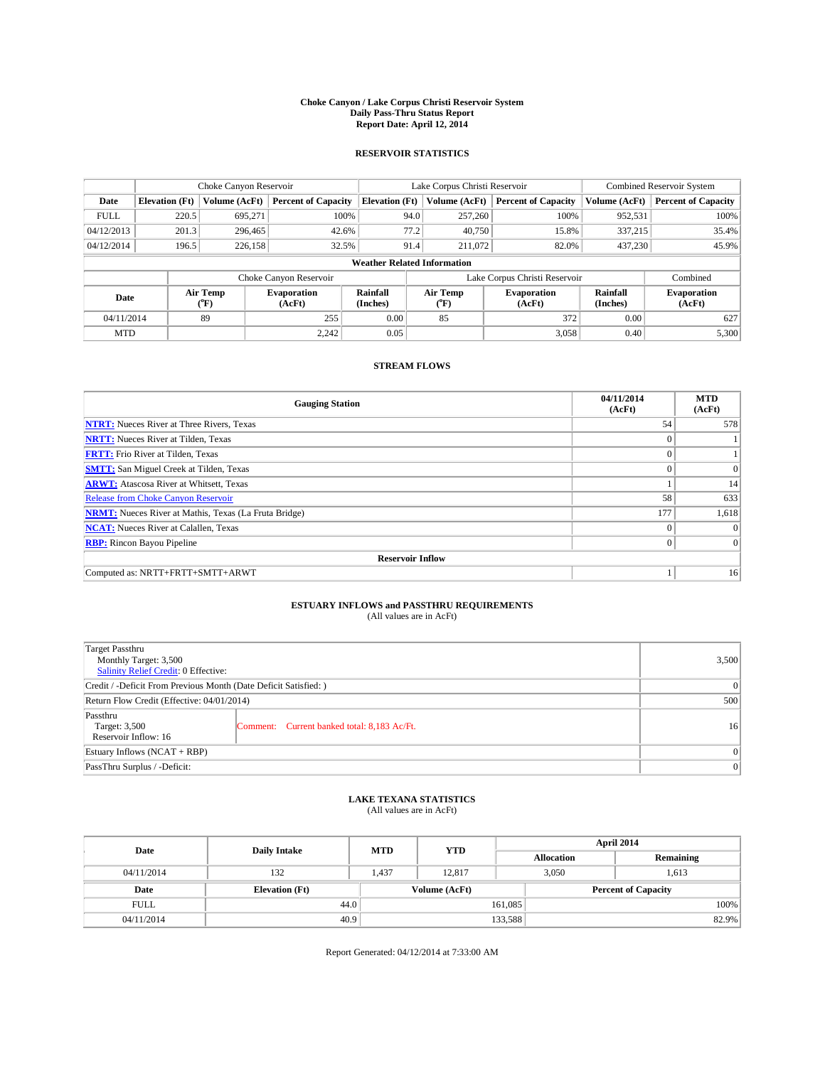**Choke Canyon / Lake Corpus Christi Reservoir System**
**Daily Pass-Thru Status Report**
**Report Date: April 12, 2014**

## RESERVOIR STATISTICS

| | Choke Canyon Reservoir | | | Lake Corpus Christi Reservoir | | | Combined Reservoir System | |
|---|---|---|---|---|---|---|---|---|
| **Date** | **Elevation (Ft)** | **Volume (AcFt)** | **Percent of Capacity** | **Elevation (Ft)** | **Volume (AcFt)** | **Percent of Capacity** | **Volume (AcFt)** | **Percent of Capacity** |
| FULL | 220.5 | 695,271 | 100% | 94.0 | 257,260 | 100% | 952,531 | 100% |
| 04/12/2013 | 201.3 | 296,465 | 42.6% | 77.2 | 40,750 | 15.8% | 337,215 | 35.4% |
| 04/12/2014 | 196.5 | 226,158 | 32.5% | 91.4 | 211,072 | 82.0% | 437,230 | 45.9% |

**Weather Related Information**

| | Choke Canyon Reservoir | | | Lake Corpus Christi Reservoir | | | Combined |
|---|---|---|---|---|---|---|---|
| **Date** | **Air Temp (°F)** | **Evaporation (AcFt)** | **Rainfall (Inches)** | **Air Temp (°F)** | **Evaporation (AcFt)** | **Rainfall (Inches)** | **Evaporation (AcFt)** |
| 04/11/2014 | 89 | 255 | 0.00 | 85 | 372 | 0.00 | 627 |
| MTD | | 2,242 | 0.05 | | 3,058 | 0.40 | 5,300 |

## STREAM FLOWS

| Gauging Station | 04/11/2014 (AcFt) | MTD (AcFt) |
|---|---|---|
| **NTRT:** Nueces River at Three Rivers, Texas | 54 | 578 |
| **NRTT:** Nueces River at Tilden, Texas | 0 | 1 |
| **FRTT:** Frio River at Tilden, Texas | 0 | 1 |
| **SMTT:** San Miguel Creek at Tilden, Texas | 0 | 0 |
| **ARWT:** Atascosa River at Whitsett, Texas | 1 | 14 |
| Release from Choke Canyon Reservoir | 58 | 633 |
| **NRMT:** Nueces River at Mathis, Texas (La Fruta Bridge) | 177 | 1,618 |
| **NCAT:** Nueces River at Calallen, Texas | 0 | 0 |
| **RBP:** Rincon Bayou Pipeline | 0 | 0 |
| **Reservoir Inflow** | | |
| Computed as: NRTT+FRTT+SMTT+ARWT | 1 | 16 |

## ESTUARY INFLOWS and PASSTHRU REQUIREMENTS
(All values are in AcFt)

| | | |
|---|---|---|
| Target Passthru<br>Monthly Target: 3,500<br>Salinity Relief Credit: 0 Effective: | | 3,500 |
| Credit / -Deficit From Previous Month (Date Deficit Satisfied: ) | | 0 |
| Return Flow Credit (Effective: 04/01/2014) | | 500 |
| Passthru<br>Target: 3,500<br>Reservoir Inflow: 16 | Comment: Current banked total: 8,183 Ac/Ft. | 16 |
| Estuary Inflows (NCAT + RBP) | | 0 |
| PassThru Surplus / -Deficit: | | 0 |

## LAKE TEXANA STATISTICS
(All values are in AcFt)

| Date | Daily Intake | MTD | YTD | April 2014 Allocation | April 2014 Remaining |
|---|---|---|---|---|---|
| 04/11/2014 | 132 | 1,437 | 12,817 | 3,050 | 1,613 |

| Date | Elevation (Ft) | Volume (AcFt) | Percent of Capacity |
|---|---|---|---|
| FULL | 44.0 | 161,085 | 100% |
| 04/11/2014 | 40.9 | 133,588 | 82.9% |

Report Generated: 04/12/2014 at 7:33:00 AM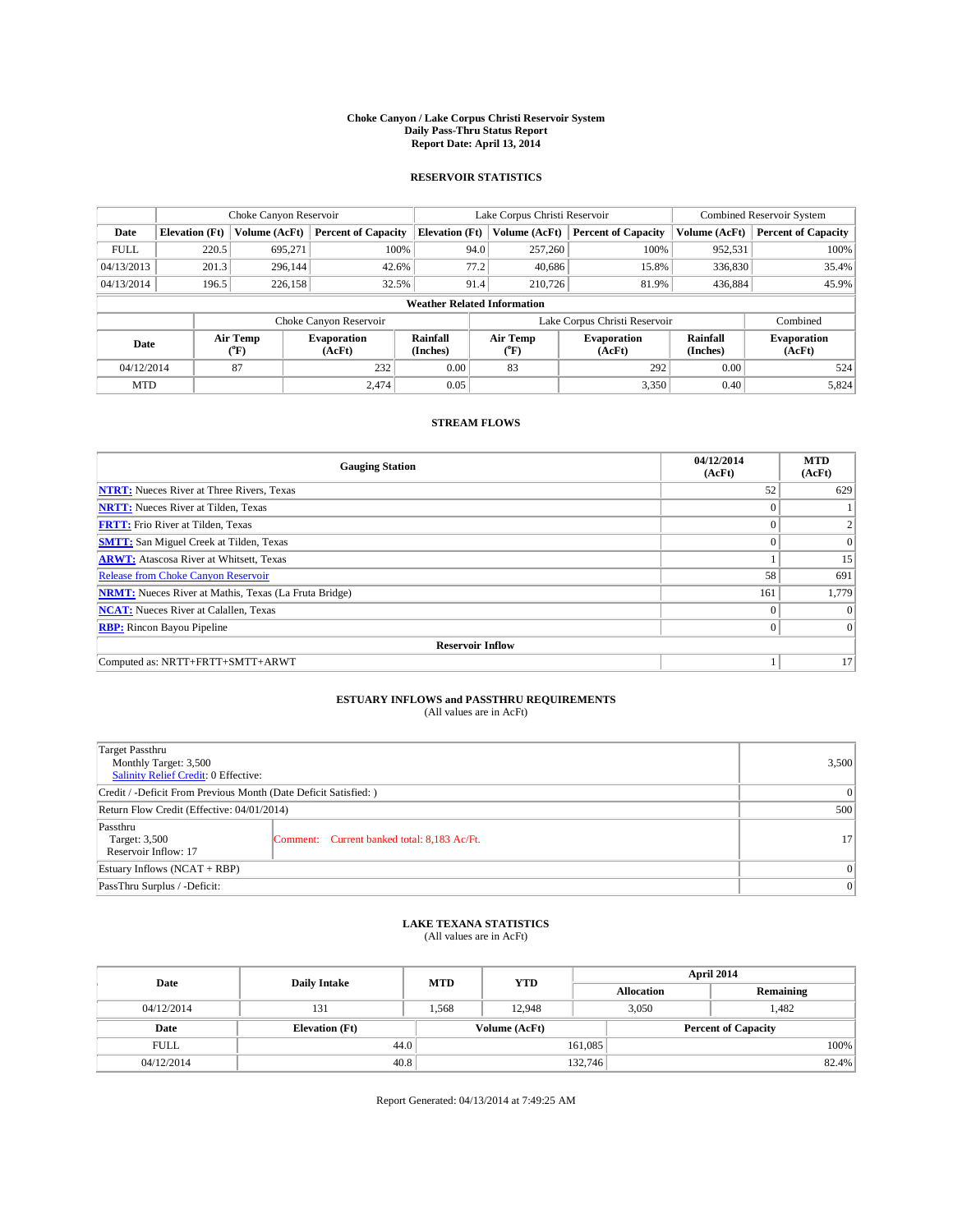# Choke Canyon / Lake Corpus Christi Reservoir System
## Daily Pass-Thru Status Report
## Report Date: April 13, 2014

### RESERVOIR STATISTICS

| | Choke Canyon Reservoir | | | Lake Corpus Christi Reservoir | | | Combined Reservoir System | |
|---|---|---|---|---|---|---|---|---|
| Date | Elevation (Ft) | Volume (AcFt) | Percent of Capacity | Elevation (Ft) | Volume (AcFt) | Percent of Capacity | Volume (AcFt) | Percent of Capacity |
| FULL | 220.5 | 695,271 | 100% | 94.0 | 257,260 | 100% | 952,531 | 100% |
| 04/13/2013 | 201.3 | 296,144 | 42.6% | 77.2 | 40,686 | 15.8% | 336,830 | 35.4% |
| 04/13/2014 | 196.5 | 226,158 | 32.5% | 91.4 | 210,726 | 81.9% | 436,884 | 45.9% |

**Weather Related Information**

| | Choke Canyon Reservoir | | | Lake Corpus Christi Reservoir | | | Combined |
|---|---|---|---|---|---|---|---|
| Date | Air Temp (°F) | Evaporation (AcFt) | Rainfall (Inches) | Air Temp (°F) | Evaporation (AcFt) | Rainfall (Inches) | Evaporation (AcFt) |
| 04/12/2014 | 87 | 232 | 0.00 | 83 | 292 | 0.00 | 524 |
| MTD | | 2,474 | 0.05 | | 3,350 | 0.40 | 5,824 |

### STREAM FLOWS

| Gauging Station | 04/12/2014 (AcFt) | MTD (AcFt) |
|---|---|---|
| **NTRT:** Nueces River at Three Rivers, Texas | 52 | 629 |
| **NRTT:** Nueces River at Tilden, Texas | 0 | 1 |
| **FRTT:** Frio River at Tilden, Texas | 0 | 2 |
| **SMTT:** San Miguel Creek at Tilden, Texas | 0 | 0 |
| **ARWT:** Atascosa River at Whitsett, Texas | 1 | 15 |
| Release from Choke Canyon Reservoir | 58 | 691 |
| **NRMT:** Nueces River at Mathis, Texas (La Fruta Bridge) | 161 | 1,779 |
| **NCAT:** Nueces River at Calallen, Texas | 0 | 0 |
| **RBP:** Rincon Bayou Pipeline | 0 | 0 |
| **Reservoir Inflow** | | |
| Computed as: NRTT+FRTT+SMTT+ARWT | 1 | 17 |

### ESTUARY INFLOWS and PASSTHRU REQUIREMENTS
(All values are in AcFt)

| | | |
|---|---|---|
| Target Passthru<br>Monthly Target: 3,500<br>Salinity Relief Credit: 0 Effective: | | 3,500 |
| Credit / -Deficit From Previous Month (Date Deficit Satisfied: ) | | 0 |
| Return Flow Credit (Effective: 04/01/2014) | | 500 |
| Passthru<br>Target: 3,500<br>Reservoir Inflow: 17 | Comment: Current banked total: 8,183 Ac/Ft. | 17 |
| Estuary Inflows (NCAT + RBP) | | 0 |
| PassThru Surplus / -Deficit: | | 0 |

### LAKE TEXANA STATISTICS
(All values are in AcFt)

| Date | Daily Intake | MTD | YTD | April 2014 Allocation | April 2014 Remaining |
|---|---|---|---|---|---|
| 04/12/2014 | 131 | 1,568 | 12,948 | 3,050 | 1,482 |

| Date | Elevation (Ft) | Volume (AcFt) | Percent of Capacity |
|---|---|---|---|
| FULL | 44.0 | 161,085 | 100% |
| 04/12/2014 | 40.8 | 132,746 | 82.4% |

Report Generated: 04/13/2014 at 7:49:25 AM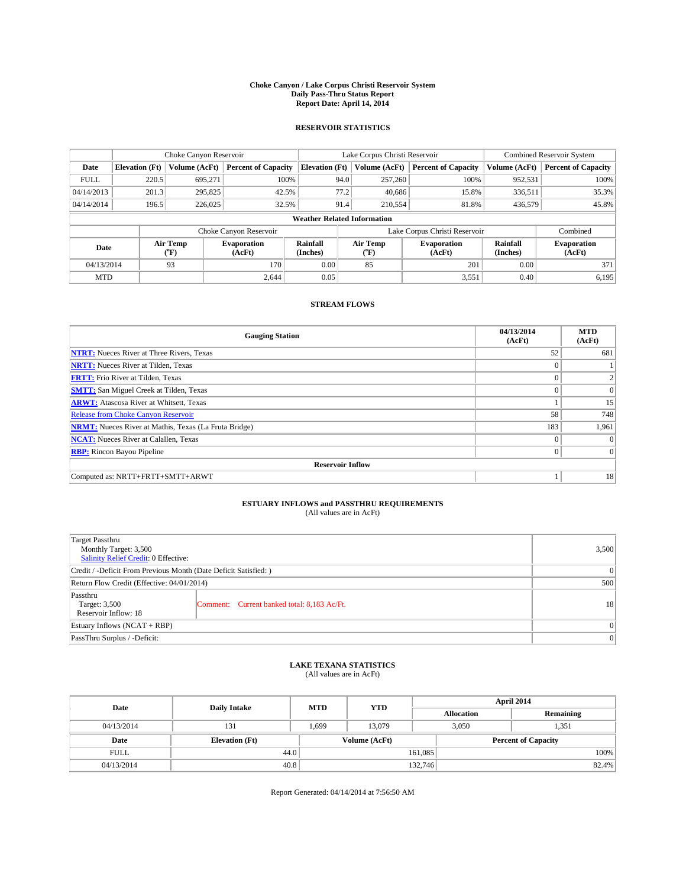# Choke Canyon / Lake Corpus Christi Reservoir System
## Daily Pass-Thru Status Report
## Report Date: April 14, 2014

### RESERVOIR STATISTICS

| | Choke Canyon Reservoir | | | Lake Corpus Christi Reservoir | | | Combined Reservoir System | |
|---|---|---|---|---|---|---|---|---|
| Date | Elevation (Ft) | Volume (AcFt) | Percent of Capacity | Elevation (Ft) | Volume (AcFt) | Percent of Capacity | Volume (AcFt) | Percent of Capacity |
| FULL | 220.5 | 695,271 | 100% | 94.0 | 257,260 | 100% | 952,531 | 100% |
| 04/14/2013 | 201.3 | 295,825 | 42.5% | 77.2 | 40,686 | 15.8% | 336,511 | 35.3% |
| 04/14/2014 | 196.5 | 226,025 | 32.5% | 91.4 | 210,554 | 81.8% | 436,579 | 45.8% |

**Weather Related Information**

| | Choke Canyon Reservoir | | | Lake Corpus Christi Reservoir | | | Combined |
|---|---|---|---|---|---|---|---|
| Date | Air Temp (°F) | Evaporation (AcFt) | Rainfall (Inches) | Air Temp (°F) | Evaporation (AcFt) | Rainfall (Inches) | Evaporation (AcFt) |
| 04/13/2014 | 93 | 170 | 0.00 | 85 | 201 | 0.00 | 371 |
| MTD | | 2,644 | 0.05 | | 3,551 | 0.40 | 6,195 |

### STREAM FLOWS

| Gauging Station | 04/13/2014 (AcFt) | MTD (AcFt) |
|---|---|---|
| NTRT: Nueces River at Three Rivers, Texas | 52 | 681 |
| NRTT: Nueces River at Tilden, Texas | 0 | 1 |
| FRTT: Frio River at Tilden, Texas | 0 | 2 |
| SMTT: San Miguel Creek at Tilden, Texas | 0 | 0 |
| ARWT: Atascosa River at Whitsett, Texas | 1 | 15 |
| Release from Choke Canyon Reservoir | 58 | 748 |
| NRMT: Nueces River at Mathis, Texas (La Fruta Bridge) | 183 | 1,961 |
| NCAT: Nueces River at Calallen, Texas | 0 | 0 |
| RBP: Rincon Bayou Pipeline | 0 | 0 |
| **Reservoir Inflow** | | |
| Computed as: NRTT+FRTT+SMTT+ARWT | 1 | 18 |

### ESTUARY INFLOWS and PASSTHRU REQUIREMENTS
(All values are in AcFt)

| | | |
|---|---|---|
| Target Passthru<br>Monthly Target: 3,500<br>Salinity Relief Credit: 0 Effective: | | 3,500 |
| Credit / -Deficit From Previous Month (Date Deficit Satisfied: ) | | 0 |
| Return Flow Credit (Effective: 04/01/2014) | | 500 |
| Passthru<br>Target: 3,500<br>Reservoir Inflow: 18 | Comment: Current banked total: 8,183 Ac/Ft. | 18 |
| Estuary Inflows (NCAT + RBP) | | 0 |
| PassThru Surplus / -Deficit: | | 0 |

### LAKE TEXANA STATISTICS
(All values are in AcFt)

| Date | Daily Intake | MTD | YTD | April 2014 Allocation | April 2014 Remaining |
|---|---|---|---|---|---|
| 04/13/2014 | 131 | 1,699 | 13,079 | 3,050 | 1,351 |

| Date | Elevation (Ft) | Volume (AcFt) | Percent of Capacity |
|---|---|---|---|
| FULL | 44.0 | 161,085 | 100% |
| 04/13/2014 | 40.8 | 132,746 | 82.4% |

Report Generated: 04/14/2014 at 7:56:50 AM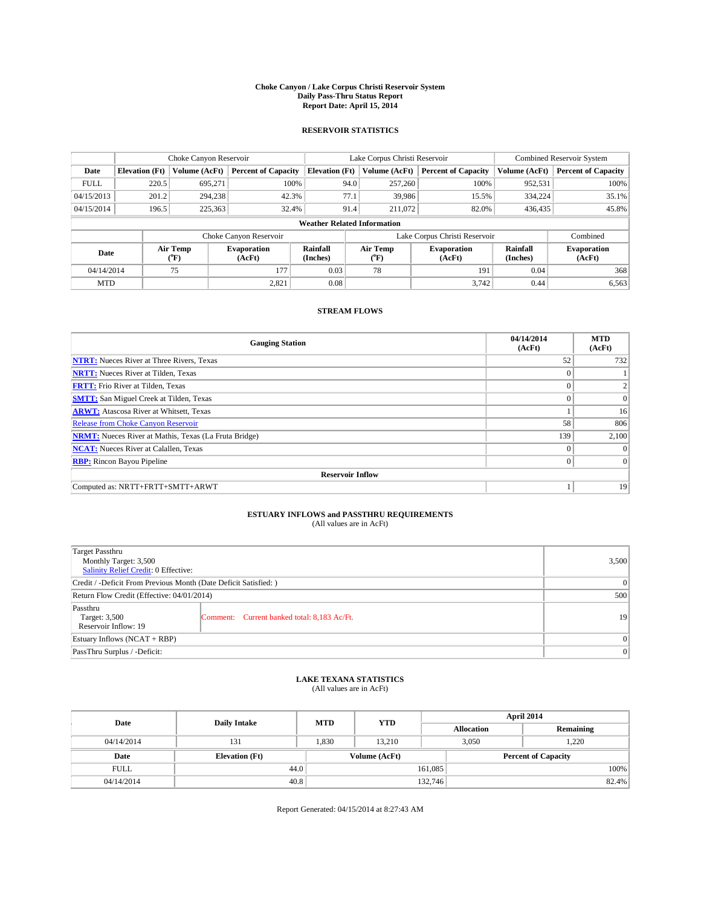# Choke Canyon / Lake Corpus Christi Reservoir System
## Daily Pass-Thru Status Report
### Report Date: April 15, 2014

## RESERVOIR STATISTICS

| | Choke Canyon Reservoir | | | Lake Corpus Christi Reservoir | | | Combined Reservoir System | |
|---|---|---|---|---|---|---|---|---|
| Date | Elevation (Ft) | Volume (AcFt) | Percent of Capacity | Elevation (Ft) | Volume (AcFt) | Percent of Capacity | Volume (AcFt) | Percent of Capacity |
| FULL | 220.5 | 695,271 | 100% | 94.0 | 257,260 | 100% | 952,531 | 100% |
| 04/15/2013 | 201.2 | 294,238 | 42.3% | 77.1 | 39,986 | 15.5% | 334,224 | 35.1% |
| 04/15/2014 | 196.5 | 225,363 | 32.4% | 91.4 | 211,072 | 82.0% | 436,435 | 45.8% |

**Weather Related Information**

| | Choke Canyon Reservoir | | | Lake Corpus Christi Reservoir | | | Combined |
|---|---|---|---|---|---|---|---|
| Date | Air Temp (°F) | Evaporation (AcFt) | Rainfall (Inches) | Air Temp (°F) | Evaporation (AcFt) | Rainfall (Inches) | Evaporation (AcFt) |
| 04/14/2014 | 75 | 177 | 0.03 | 78 | 191 | 0.04 | 368 |
| MTD | | 2,821 | 0.08 | | 3,742 | 0.44 | 6,563 |

## STREAM FLOWS

| Gauging Station | 04/14/2014 (AcFt) | MTD (AcFt) |
|---|---|---|
| NTRT: Nueces River at Three Rivers, Texas | 52 | 732 |
| NRTT: Nueces River at Tilden, Texas | 0 | 1 |
| FRTT: Frio River at Tilden, Texas | 0 | 2 |
| SMTT: San Miguel Creek at Tilden, Texas | 0 | 0 |
| ARWT: Atascosa River at Whitsett, Texas | 1 | 16 |
| Release from Choke Canyon Reservoir | 58 | 806 |
| NRMT: Nueces River at Mathis, Texas (La Fruta Bridge) | 139 | 2,100 |
| NCAT: Nueces River at Calallen, Texas | 0 | 0 |
| RBP: Rincon Bayou Pipeline | 0 | 0 |
| **Reservoir Inflow** | | |
| Computed as: NRTT+FRTT+SMTT+ARWT | 1 | 19 |

## ESTUARY INFLOWS and PASSTHRU REQUIREMENTS
(All values are in AcFt)

| | | |
|---|---|---|
| Target Passthru<br>Monthly Target: 3,500<br>Salinity Relief Credit: 0 Effective: | | 3,500 |
| Credit / -Deficit From Previous Month (Date Deficit Satisfied: ) | | 0 |
| Return Flow Credit (Effective: 04/01/2014) | | 500 |
| Passthru<br>Target: 3,500<br>Reservoir Inflow: 19 | Comment: Current banked total: 8,183 Ac/Ft. | 19 |
| Estuary Inflows (NCAT + RBP) | | 0 |
| PassThru Surplus / -Deficit: | | 0 |

## LAKE TEXANA STATISTICS
(All values are in AcFt)

| Date | Daily Intake | MTD | YTD | April 2014 Allocation | April 2014 Remaining |
|---|---|---|---|---|---|
| 04/14/2014 | 131 | 1,830 | 13,210 | 3,050 | 1,220 |

| Date | Elevation (Ft) | Volume (AcFt) | Percent of Capacity |
|---|---|---|---|
| FULL | 44.0 | 161,085 | 100% |
| 04/14/2014 | 40.8 | 132,746 | 82.4% |

Report Generated: 04/15/2014 at 8:27:43 AM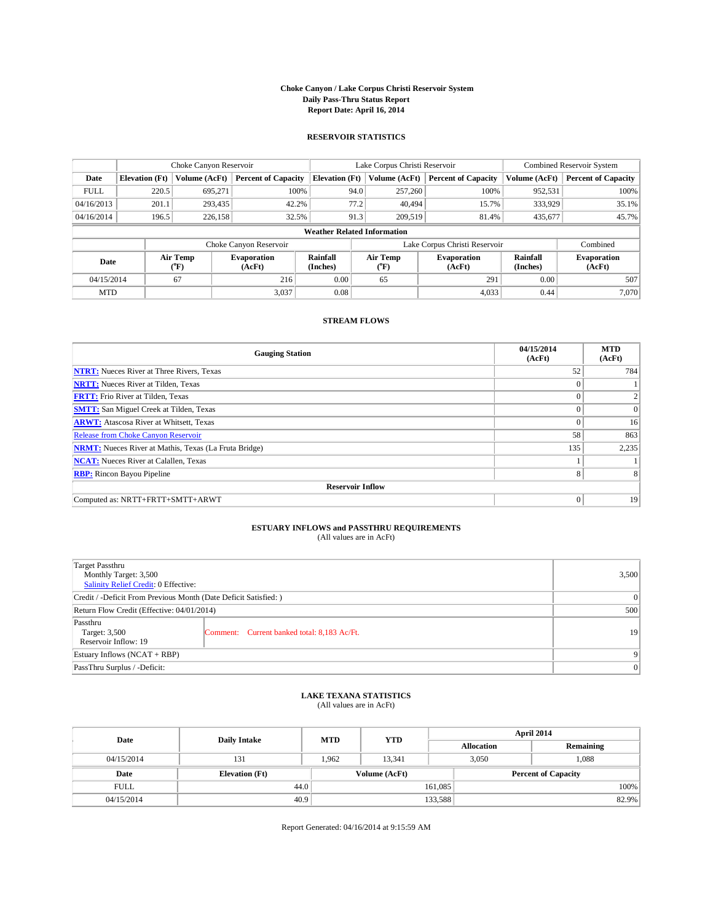**Choke Canyon / Lake Corpus Christi Reservoir System**
**Daily Pass-Thru Status Report**
**Report Date: April 16, 2014**

## RESERVOIR STATISTICS

| | Choke Canyon Reservoir | | | Lake Corpus Christi Reservoir | | | Combined Reservoir System | |
|---|---|---|---|---|---|---|---|---|
| **Date** | **Elevation (Ft)** | **Volume (AcFt)** | **Percent of Capacity** | **Elevation (Ft)** | **Volume (AcFt)** | **Percent of Capacity** | **Volume (AcFt)** | **Percent of Capacity** |
| FULL | 220.5 | 695,271 | 100% | 94.0 | 257,260 | 100% | 952,531 | 100% |
| 04/16/2013 | 201.1 | 293,435 | 42.2% | 77.2 | 40,494 | 15.7% | 333,929 | 35.1% |
| 04/16/2014 | 196.5 | 226,158 | 32.5% | 91.3 | 209,519 | 81.4% | 435,677 | 45.7% |

**Weather Related Information**

| | Choke Canyon Reservoir | | | Lake Corpus Christi Reservoir | | | Combined |
|---|---|---|---|---|---|---|---|
| **Date** | **Air Temp (°F)** | **Evaporation (AcFt)** | **Rainfall (Inches)** | **Air Temp (°F)** | **Evaporation (AcFt)** | **Rainfall (Inches)** | **Evaporation (AcFt)** |
| 04/15/2014 | 67 | 216 | 0.00 | 65 | 291 | 0.00 | 507 |
| MTD | | 3,037 | 0.08 | | 4,033 | 0.44 | 7,070 |

## STREAM FLOWS

| Gauging Station | 04/15/2014 (AcFt) | MTD (AcFt) |
|---|---|---|
| **NTRT:** Nueces River at Three Rivers, Texas | 52 | 784 |
| **NRTT:** Nueces River at Tilden, Texas | 0 | 1 |
| **FRTT:** Frio River at Tilden, Texas | 0 | 2 |
| **SMTT:** San Miguel Creek at Tilden, Texas | 0 | 0 |
| **ARWT:** Atascosa River at Whitsett, Texas | 0 | 16 |
| Release from Choke Canyon Reservoir | 58 | 863 |
| **NRMT:** Nueces River at Mathis, Texas (La Fruta Bridge) | 135 | 2,235 |
| **NCAT:** Nueces River at Calallen, Texas | 1 | 1 |
| **RBP:** Rincon Bayou Pipeline | 8 | 8 |
| **Reservoir Inflow** | | |
| Computed as: NRTT+FRTT+SMTT+ARWT | 0 | 19 |

## ESTUARY INFLOWS and PASSTHRU REQUIREMENTS
(All values are in AcFt)

| | | |
|---|---|---|
| Target Passthru<br>Monthly Target: 3,500<br>Salinity Relief Credit: 0 Effective: | | 3,500 |
| Credit / -Deficit From Previous Month (Date Deficit Satisfied: ) | | 0 |
| Return Flow Credit (Effective: 04/01/2014) | | 500 |
| Passthru<br>Target: 3,500<br>Reservoir Inflow: 19 | Comment: Current banked total: 8,183 Ac/Ft. | 19 |
| Estuary Inflows (NCAT + RBP) | | 9 |
| PassThru Surplus / -Deficit: | | 0 |

## LAKE TEXANA STATISTICS
(All values are in AcFt)

| Date | Daily Intake | MTD | YTD | April 2014 Allocation | April 2014 Remaining |
|---|---|---|---|---|---|
| 04/15/2014 | 131 | 1,962 | 13,341 | 3,050 | 1,088 |

| Date | Elevation (Ft) | Volume (AcFt) | Percent of Capacity |
|---|---|---|---|
| FULL | 44.0 | 161,085 | 100% |
| 04/15/2014 | 40.9 | 133,588 | 82.9% |

Report Generated: 04/16/2014 at 9:15:59 AM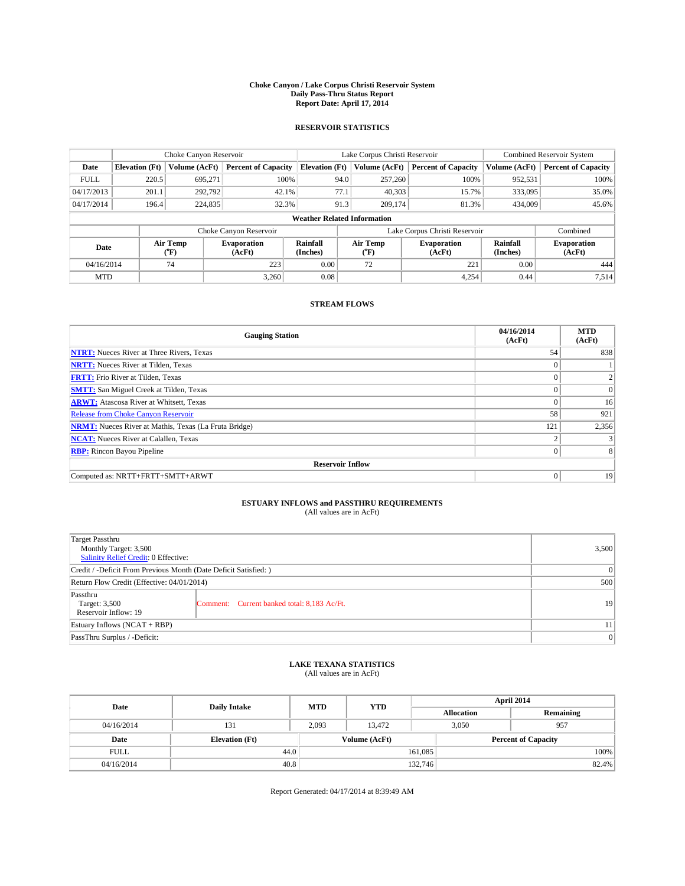**Choke Canyon / Lake Corpus Christi Reservoir System**
**Daily Pass-Thru Status Report**
**Report Date: April 17, 2014**

## RESERVOIR STATISTICS

| | Choke Canyon Reservoir | | | Lake Corpus Christi Reservoir | | | Combined Reservoir System | |
|---|---|---|---|---|---|---|---|---|
| **Date** | **Elevation (Ft)** | **Volume (AcFt)** | **Percent of Capacity** | **Elevation (Ft)** | **Volume (AcFt)** | **Percent of Capacity** | **Volume (AcFt)** | **Percent of Capacity** |
| FULL | 220.5 | 695,271 | 100% | 94.0 | 257,260 | 100% | 952,531 | 100% |
| 04/17/2013 | 201.1 | 292,792 | 42.1% | 77.1 | 40,303 | 15.7% | 333,095 | 35.0% |
| 04/17/2014 | 196.4 | 224,835 | 32.3% | 91.3 | 209,174 | 81.3% | 434,009 | 45.6% |

**Weather Related Information**

| | Choke Canyon Reservoir | | | Lake Corpus Christi Reservoir | | | Combined |
|---|---|---|---|---|---|---|---|
| **Date** | **Air Temp (°F)** | **Evaporation (AcFt)** | **Rainfall (Inches)** | **Air Temp (°F)** | **Evaporation (AcFt)** | **Rainfall (Inches)** | **Evaporation (AcFt)** |
| 04/16/2014 | 74 | 223 | 0.00 | 72 | 221 | 0.00 | 444 |
| MTD | | 3,260 | 0.08 | | 4,254 | 0.44 | 7,514 |

## STREAM FLOWS

| Gauging Station | 04/16/2014 (AcFt) | MTD (AcFt) |
|---|---|---|
| **NTRT:** Nueces River at Three Rivers, Texas | 54 | 838 |
| **NRTT:** Nueces River at Tilden, Texas | 0 | 1 |
| **FRTT:** Frio River at Tilden, Texas | 0 | 2 |
| **SMTT:** San Miguel Creek at Tilden, Texas | 0 | 0 |
| **ARWT:** Atascosa River at Whitsett, Texas | 0 | 16 |
| Release from Choke Canyon Reservoir | 58 | 921 |
| **NRMT:** Nueces River at Mathis, Texas (La Fruta Bridge) | 121 | 2,356 |
| **NCAT:** Nueces River at Calallen, Texas | 2 | 3 |
| **RBP:** Rincon Bayou Pipeline | 0 | 8 |
| **Reservoir Inflow** | | |
| Computed as: NRTT+FRTT+SMTT+ARWT | 0 | 19 |

## ESTUARY INFLOWS and PASSTHRU REQUIREMENTS
(All values are in AcFt)

| | |
|---|---|
| Target Passthru<br>Monthly Target: 3,500<br>Salinity Relief Credit: 0 Effective: | 3,500 |
| Credit / -Deficit From Previous Month (Date Deficit Satisfied: ) | 0 |
| Return Flow Credit (Effective: 04/01/2014) | 500 |
| Passthru<br>Target: 3,500<br>Reservoir Inflow: 19 — Comment: Current banked total: 8,183 Ac/Ft. | 19 |
| Estuary Inflows (NCAT + RBP) | 11 |
| PassThru Surplus / -Deficit: | 0 |

## LAKE TEXANA STATISTICS
(All values are in AcFt)

| Date | Daily Intake | MTD | YTD | April 2014 Allocation | April 2014 Remaining |
|---|---|---|---|---|---|
| 04/16/2014 | 131 | 2,093 | 13,472 | 3,050 | 957 |

| Date | Elevation (Ft) | Volume (AcFt) | Percent of Capacity |
|---|---|---|---|
| FULL | 44.0 | 161,085 | 100% |
| 04/16/2014 | 40.8 | 132,746 | 82.4% |

Report Generated: 04/17/2014 at 8:39:49 AM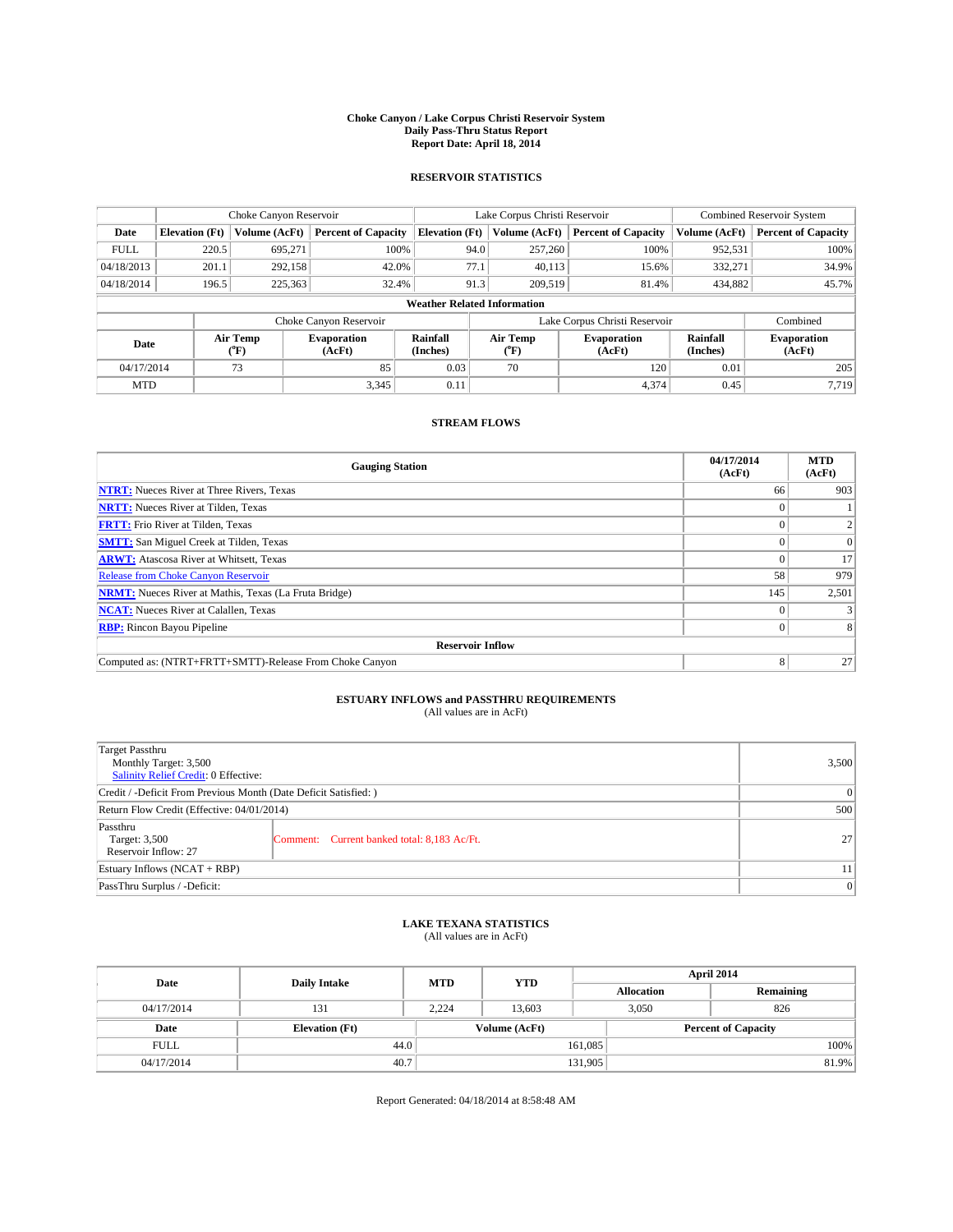**Choke Canyon / Lake Corpus Christi Reservoir System**
**Daily Pass-Thru Status Report**
**Report Date: April 18, 2014**

## RESERVOIR STATISTICS

| | Choke Canyon Reservoir | | | Lake Corpus Christi Reservoir | | | Combined Reservoir System | |
|---|---|---|---|---|---|---|---|---|
| **Date** | **Elevation (Ft)** | **Volume (AcFt)** | **Percent of Capacity** | **Elevation (Ft)** | **Volume (AcFt)** | **Percent of Capacity** | **Volume (AcFt)** | **Percent of Capacity** |
| FULL | 220.5 | 695,271 | 100% | 94.0 | 257,260 | 100% | 952,531 | 100% |
| 04/18/2013 | 201.1 | 292,158 | 42.0% | 77.1 | 40,113 | 15.6% | 332,271 | 34.9% |
| 04/18/2014 | 196.5 | 225,363 | 32.4% | 91.3 | 209,519 | 81.4% | 434,882 | 45.7% |

**Weather Related Information**

| | Choke Canyon Reservoir | | | Lake Corpus Christi Reservoir | | | Combined |
|---|---|---|---|---|---|---|---|
| **Date** | **Air Temp (°F)** | **Evaporation (AcFt)** | **Rainfall (Inches)** | **Air Temp (°F)** | **Evaporation (AcFt)** | **Rainfall (Inches)** | **Evaporation (AcFt)** |
| 04/17/2014 | 73 | 85 | 0.03 | 70 | 120 | 0.01 | 205 |
| MTD | | 3,345 | 0.11 | | 4,374 | 0.45 | 7,719 |

## STREAM FLOWS

| Gauging Station | 04/17/2014 (AcFt) | MTD (AcFt) |
|---|---|---|
| **NTRT:** Nueces River at Three Rivers, Texas | 66 | 903 |
| **NRTT:** Nueces River at Tilden, Texas | 0 | 1 |
| **FRTT:** Frio River at Tilden, Texas | 0 | 2 |
| **SMTT:** San Miguel Creek at Tilden, Texas | 0 | 0 |
| **ARWT:** Atascosa River at Whitsett, Texas | 0 | 17 |
| Release from Choke Canyon Reservoir | 58 | 979 |
| **NRMT:** Nueces River at Mathis, Texas (La Fruta Bridge) | 145 | 2,501 |
| **NCAT:** Nueces River at Calallen, Texas | 0 | 3 |
| **RBP:** Rincon Bayou Pipeline | 0 | 8 |
| **Reservoir Inflow** | | |
| Computed as: (NTRT+FRTT+SMTT)-Release From Choke Canyon | 8 | 27 |

## ESTUARY INFLOWS and PASSTHRU REQUIREMENTS
(All values are in AcFt)

| | | |
|---|---|---|
| Target Passthru<br>Monthly Target: 3,500<br>Salinity Relief Credit: 0 Effective: | | 3,500 |
| Credit / -Deficit From Previous Month (Date Deficit Satisfied: ) | | 0 |
| Return Flow Credit (Effective: 04/01/2014) | | 500 |
| Passthru<br>Target: 3,500<br>Reservoir Inflow: 27 | Comment: Current banked total: 8,183 Ac/Ft. | 27 |
| Estuary Inflows (NCAT + RBP) | | 11 |
| PassThru Surplus / -Deficit: | | 0 |

## LAKE TEXANA STATISTICS
(All values are in AcFt)

| Date | Daily Intake | MTD | YTD | April 2014 Allocation | April 2014 Remaining |
|---|---|---|---|---|---|
| 04/17/2014 | 131 | 2,224 | 13,603 | 3,050 | 826 |

| Date | Elevation (Ft) | Volume (AcFt) | Percent of Capacity |
|---|---|---|---|
| FULL | 44.0 | 161,085 | 100% |
| 04/17/2014 | 40.7 | 131,905 | 81.9% |

Report Generated: 04/18/2014 at 8:58:48 AM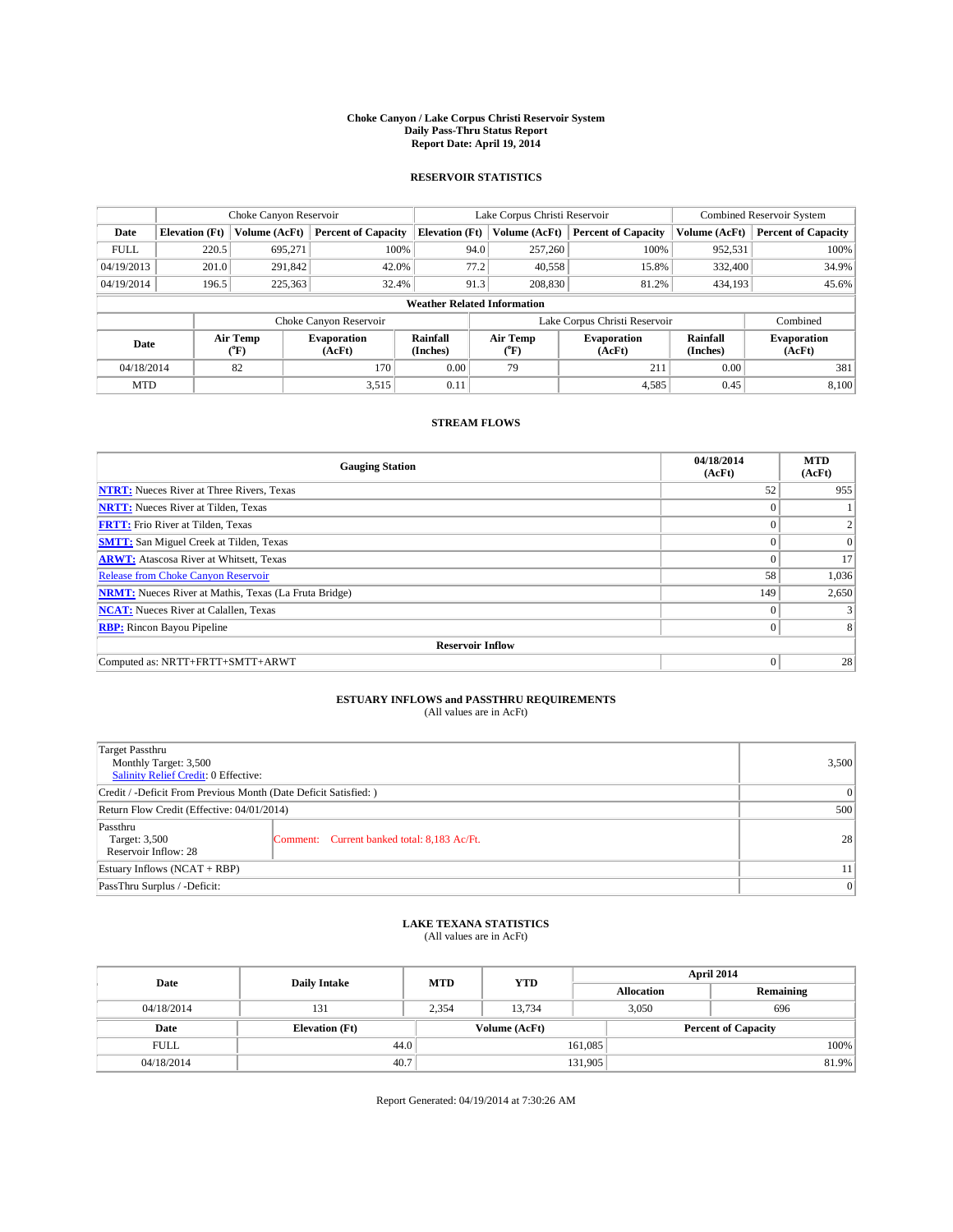# Choke Canyon / Lake Corpus Christi Reservoir System
## Daily Pass-Thru Status Report
## Report Date: April 19, 2014

### RESERVOIR STATISTICS

| | Choke Canyon Reservoir | | | Lake Corpus Christi Reservoir | | | Combined Reservoir System | |
|---|---|---|---|---|---|---|---|---|
| Date | Elevation (Ft) | Volume (AcFt) | Percent of Capacity | Elevation (Ft) | Volume (AcFt) | Percent of Capacity | Volume (AcFt) | Percent of Capacity |
| FULL | 220.5 | 695,271 | 100% | 94.0 | 257,260 | 100% | 952,531 | 100% |
| 04/19/2013 | 201.0 | 291,842 | 42.0% | 77.2 | 40,558 | 15.8% | 332,400 | 34.9% |
| 04/19/2014 | 196.5 | 225,363 | 32.4% | 91.3 | 208,830 | 81.2% | 434,193 | 45.6% |

**Weather Related Information**

| | Choke Canyon Reservoir | | | Lake Corpus Christi Reservoir | | | Combined |
|---|---|---|---|---|---|---|---|
| Date | Air Temp (°F) | Evaporation (AcFt) | Rainfall (Inches) | Air Temp (°F) | Evaporation (AcFt) | Rainfall (Inches) | Evaporation (AcFt) |
| 04/18/2014 | 82 | 170 | 0.00 | 79 | 211 | 0.00 | 381 |
| MTD | | 3,515 | 0.11 | | 4,585 | 0.45 | 8,100 |

### STREAM FLOWS

| Gauging Station | 04/18/2014 (AcFt) | MTD (AcFt) |
|---|---|---|
| NTRT: Nueces River at Three Rivers, Texas | 52 | 955 |
| NRTT: Nueces River at Tilden, Texas | 0 | 1 |
| FRTT: Frio River at Tilden, Texas | 0 | 2 |
| SMTT: San Miguel Creek at Tilden, Texas | 0 | 0 |
| ARWT: Atascosa River at Whitsett, Texas | 0 | 17 |
| Release from Choke Canyon Reservoir | 58 | 1,036 |
| NRMT: Nueces River at Mathis, Texas (La Fruta Bridge) | 149 | 2,650 |
| NCAT: Nueces River at Calallen, Texas | 0 | 3 |
| RBP: Rincon Bayou Pipeline | 0 | 8 |
| **Reservoir Inflow** | | |
| Computed as: NRTT+FRTT+SMTT+ARWT | 0 | 28 |

### ESTUARY INFLOWS and PASSTHRU REQUIREMENTS
(All values are in AcFt)

| | | |
|---|---|---|
| Target Passthru<br>Monthly Target: 3,500<br>Salinity Relief Credit: 0 Effective: | | 3,500 |
| Credit / -Deficit From Previous Month (Date Deficit Satisfied: ) | | 0 |
| Return Flow Credit (Effective: 04/01/2014) | | 500 |
| Passthru<br>Target: 3,500<br>Reservoir Inflow: 28 | Comment: Current banked total: 8,183 Ac/Ft. | 28 |
| Estuary Inflows (NCAT + RBP) | | 11 |
| PassThru Surplus / -Deficit: | | 0 |

### LAKE TEXANA STATISTICS
(All values are in AcFt)

| Date | Daily Intake | MTD | YTD | April 2014 Allocation | April 2014 Remaining |
|---|---|---|---|---|---|
| 04/18/2014 | 131 | 2,354 | 13,734 | 3,050 | 696 |

| Date | Elevation (Ft) | Volume (AcFt) | Percent of Capacity |
|---|---|---|---|
| FULL | 44.0 | 161,085 | 100% |
| 04/18/2014 | 40.7 | 131,905 | 81.9% |

Report Generated: 04/19/2014 at 7:30:26 AM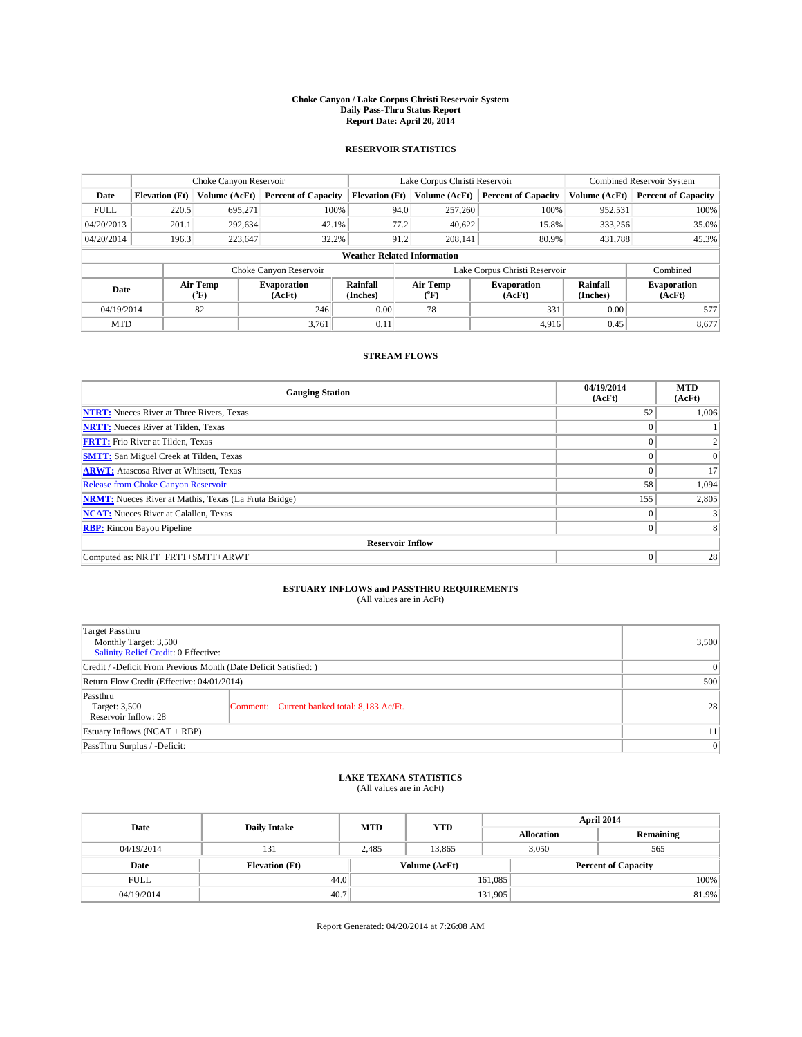**Choke Canyon / Lake Corpus Christi Reservoir System**
**Daily Pass-Thru Status Report**
**Report Date: April 20, 2014**

## RESERVOIR STATISTICS

| | Choke Canyon Reservoir | | | Lake Corpus Christi Reservoir | | | Combined Reservoir System | |
|---|---|---|---|---|---|---|---|---|
| Date | Elevation (Ft) | Volume (AcFt) | Percent of Capacity | Elevation (Ft) | Volume (AcFt) | Percent of Capacity | Volume (AcFt) | Percent of Capacity |
| FULL | 220.5 | 695,271 | 100% | 94.0 | 257,260 | 100% | 952,531 | 100% |
| 04/20/2013 | 201.1 | 292,634 | 42.1% | 77.2 | 40,622 | 15.8% | 333,256 | 35.0% |
| 04/20/2014 | 196.3 | 223,647 | 32.2% | 91.2 | 208,141 | 80.9% | 431,788 | 45.3% |

**Weather Related Information**

| | Choke Canyon Reservoir | | | Lake Corpus Christi Reservoir | | | Combined |
|---|---|---|---|---|---|---|---|
| Date | Air Temp (°F) | Evaporation (AcFt) | Rainfall (Inches) | Air Temp (°F) | Evaporation (AcFt) | Rainfall (Inches) | Evaporation (AcFt) |
| 04/19/2014 | 82 | 246 | 0.00 | 78 | 331 | 0.00 | 577 |
| MTD | | 3,761 | 0.11 | | 4,916 | 0.45 | 8,677 |

## STREAM FLOWS

| Gauging Station | 04/19/2014 (AcFt) | MTD (AcFt) |
|---|---|---|
| NTRT: Nueces River at Three Rivers, Texas | 52 | 1,006 |
| NRTT: Nueces River at Tilden, Texas | 0 | 1 |
| FRTT: Frio River at Tilden, Texas | 0 | 2 |
| SMTT: San Miguel Creek at Tilden, Texas | 0 | 0 |
| ARWT: Atascosa River at Whitsett, Texas | 0 | 17 |
| Release from Choke Canyon Reservoir | 58 | 1,094 |
| NRMT: Nueces River at Mathis, Texas (La Fruta Bridge) | 155 | 2,805 |
| NCAT: Nueces River at Calallen, Texas | 0 | 3 |
| RBP: Rincon Bayou Pipeline | 0 | 8 |
| **Reservoir Inflow** | | |
| Computed as: NRTT+FRTT+SMTT+ARWT | 0 | 28 |

## ESTUARY INFLOWS and PASSTHRU REQUIREMENTS
(All values are in AcFt)

| | | |
|---|---|---|
| Target Passthru<br>Monthly Target: 3,500<br>Salinity Relief Credit: 0 Effective: | | 3,500 |
| Credit / -Deficit From Previous Month (Date Deficit Satisfied: ) | | 0 |
| Return Flow Credit (Effective: 04/01/2014) | | 500 |
| Passthru<br>Target: 3,500<br>Reservoir Inflow: 28 | Comment: Current banked total: 8,183 Ac/Ft. | 28 |
| Estuary Inflows (NCAT + RBP) | | 11 |
| PassThru Surplus / -Deficit: | | 0 |

## LAKE TEXANA STATISTICS
(All values are in AcFt)

| Date | Daily Intake | MTD | YTD | April 2014 Allocation | April 2014 Remaining |
|---|---|---|---|---|---|
| 04/19/2014 | 131 | 2,485 | 13,865 | 3,050 | 565 |

| Date | Elevation (Ft) | Volume (AcFt) | Percent of Capacity |
|---|---|---|---|
| FULL | 44.0 | 161,085 | 100% |
| 04/19/2014 | 40.7 | 131,905 | 81.9% |

Report Generated: 04/20/2014 at 7:26:08 AM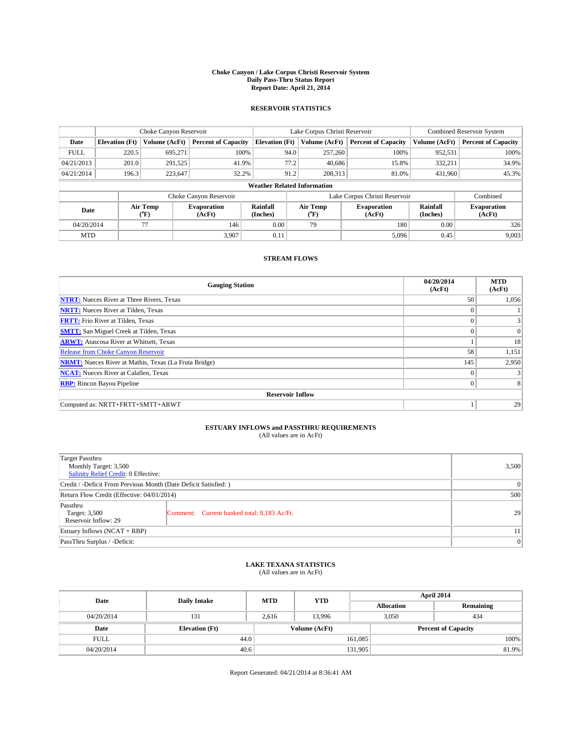# Choke Canyon / Lake Corpus Christi Reservoir System
## Daily Pass-Thru Status Report
### Report Date: April 21, 2014

## RESERVOIR STATISTICS

| | Choke Canyon Reservoir | | | Lake Corpus Christi Reservoir | | | Combined Reservoir System | |
|---|---|---|---|---|---|---|---|---|
| Date | Elevation (Ft) | Volume (AcFt) | Percent of Capacity | Elevation (Ft) | Volume (AcFt) | Percent of Capacity | Volume (AcFt) | Percent of Capacity |
| FULL | 220.5 | 695,271 | 100% | 94.0 | 257,260 | 100% | 952,531 | 100% |
| 04/21/2013 | 201.0 | 291,525 | 41.9% | 77.2 | 40,686 | 15.8% | 332,211 | 34.9% |
| 04/21/2014 | 196.3 | 223,647 | 32.2% | 91.2 | 208,313 | 81.0% | 431,960 | 45.3% |

**Weather Related Information**

| | Choke Canyon Reservoir | | | Lake Corpus Christi Reservoir | | | Combined |
|---|---|---|---|---|---|---|---|
| Date | Air Temp (°F) | Evaporation (AcFt) | Rainfall (Inches) | Air Temp (°F) | Evaporation (AcFt) | Rainfall (Inches) | Evaporation (AcFt) |
| 04/20/2014 | 77 | 146 | 0.00 | 79 | 180 | 0.00 | 326 |
| MTD | | 3,907 | 0.11 | | 5,096 | 0.45 | 9,003 |

## STREAM FLOWS

| Gauging Station | 04/20/2014 (AcFt) | MTD (AcFt) |
|---|---|---|
| NTRT: Nueces River at Three Rivers, Texas | 50 | 1,056 |
| NRTT: Nueces River at Tilden, Texas | 0 | 1 |
| FRTT: Frio River at Tilden, Texas | 0 | 3 |
| SMTT: San Miguel Creek at Tilden, Texas | 0 | 0 |
| ARWT: Atascosa River at Whitsett, Texas | 1 | 18 |
| Release from Choke Canyon Reservoir | 58 | 1,151 |
| NRMT: Nueces River at Mathis, Texas (La Fruta Bridge) | 145 | 2,950 |
| NCAT: Nueces River at Calallen, Texas | 0 | 3 |
| RBP: Rincon Bayou Pipeline | 0 | 8 |
| **Reservoir Inflow** | | |
| Computed as: NRTT+FRTT+SMTT+ARWT | 1 | 29 |

## ESTUARY INFLOWS and PASSTHRU REQUIREMENTS
(All values are in AcFt)

| | | |
|---|---|---|
| Target Passthru<br>Monthly Target: 3,500<br>Salinity Relief Credit: 0 Effective: | | 3,500 |
| Credit / -Deficit From Previous Month (Date Deficit Satisfied: ) | | 0 |
| Return Flow Credit (Effective: 04/01/2014) | | 500 |
| Passthru<br>Target: 3,500<br>Reservoir Inflow: 29 | Comment: Current banked total: 8,183 Ac/Ft. | 29 |
| Estuary Inflows (NCAT + RBP) | | 11 |
| PassThru Surplus / -Deficit: | | 0 |

## LAKE TEXANA STATISTICS
(All values are in AcFt)

| Date | Daily Intake | MTD | YTD | April 2014 Allocation | April 2014 Remaining |
|---|---|---|---|---|---|
| 04/20/2014 | 131 | 2,616 | 13,996 | 3,050 | 434 |

| Date | Elevation (Ft) | Volume (AcFt) | Percent of Capacity |
|---|---|---|---|
| FULL | 44.0 | 161,085 | 100% |
| 04/20/2014 | 40.6 | 131,905 | 81.9% |

Report Generated: 04/21/2014 at 8:36:41 AM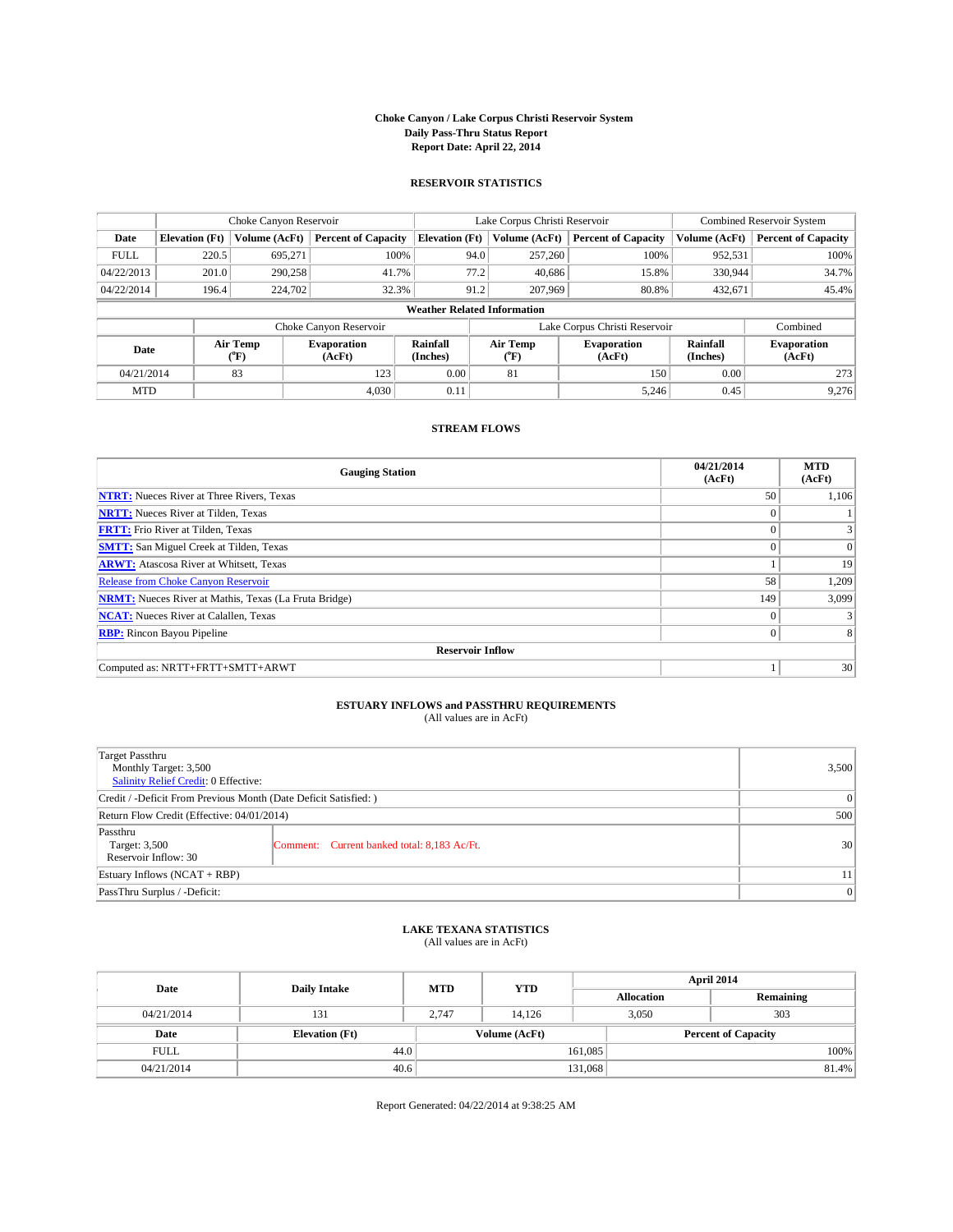**Choke Canyon / Lake Corpus Christi Reservoir System**
**Daily Pass-Thru Status Report**
**Report Date: April 22, 2014**

### RESERVOIR STATISTICS

| | Choke Canyon Reservoir | | | Lake Corpus Christi Reservoir | | | Combined Reservoir System | |
|---|---|---|---|---|---|---|---|---|
| Date | Elevation (Ft) | Volume (AcFt) | Percent of Capacity | Elevation (Ft) | Volume (AcFt) | Percent of Capacity | Volume (AcFt) | Percent of Capacity |
| FULL | 220.5 | 695,271 | 100% | 94.0 | 257,260 | 100% | 952,531 | 100% |
| 04/22/2013 | 201.0 | 290,258 | 41.7% | 77.2 | 40,686 | 15.8% | 330,944 | 34.7% |
| 04/22/2014 | 196.4 | 224,702 | 32.3% | 91.2 | 207,969 | 80.8% | 432,671 | 45.4% |

**Weather Related Information**

| | Choke Canyon Reservoir | | | Lake Corpus Christi Reservoir | | | Combined |
|---|---|---|---|---|---|---|---|
| Date | Air Temp (°F) | Evaporation (AcFt) | Rainfall (Inches) | Air Temp (°F) | Evaporation (AcFt) | Rainfall (Inches) | Evaporation (AcFt) |
| 04/21/2014 | 83 | 123 | 0.00 | 81 | 150 | 0.00 | 273 |
| MTD | | 4,030 | 0.11 | | 5,246 | 0.45 | 9,276 |

### STREAM FLOWS

| Gauging Station | 04/21/2014 (AcFt) | MTD (AcFt) |
|---|---|---|
| **NTRT:** Nueces River at Three Rivers, Texas | 50 | 1,106 |
| **NRTT:** Nueces River at Tilden, Texas | 0 | 1 |
| **FRTT:** Frio River at Tilden, Texas | 0 | 3 |
| **SMTT:** San Miguel Creek at Tilden, Texas | 0 | 0 |
| **ARWT:** Atascosa River at Whitsett, Texas | 1 | 19 |
| Release from Choke Canyon Reservoir | 58 | 1,209 |
| **NRMT:** Nueces River at Mathis, Texas (La Fruta Bridge) | 149 | 3,099 |
| **NCAT:** Nueces River at Calallen, Texas | 0 | 3 |
| **RBP:** Rincon Bayou Pipeline | 0 | 8 |
| **Reservoir Inflow** | | |
| Computed as: NRTT+FRTT+SMTT+ARWT | 1 | 30 |

### ESTUARY INFLOWS and PASSTHRU REQUIREMENTS
(All values are in AcFt)

| | |
|---|---|
| Target Passthru<br>Monthly Target: 3,500<br>Salinity Relief Credit: 0 Effective: | 3,500 |
| Credit / -Deficit From Previous Month (Date Deficit Satisfied: ) | 0 |
| Return Flow Credit (Effective: 04/01/2014) | 500 |
| Passthru<br>Target: 3,500<br>Reservoir Inflow: 30<br>Comment: Current banked total: 8,183 Ac/Ft. | 30 |
| Estuary Inflows (NCAT + RBP) | 11 |
| PassThru Surplus / -Deficit: | 0 |

### LAKE TEXANA STATISTICS
(All values are in AcFt)

| Date | Daily Intake | MTD | YTD | April 2014 Allocation | April 2014 Remaining |
|---|---|---|---|---|---|
| 04/21/2014 | 131 | 2,747 | 14,126 | 3,050 | 303 |

| Date | Elevation (Ft) | Volume (AcFt) | Percent of Capacity |
|---|---|---|---|
| FULL | 44.0 | 161,085 | 100% |
| 04/21/2014 | 40.6 | 131,068 | 81.4% |

Report Generated: 04/22/2014 at 9:38:25 AM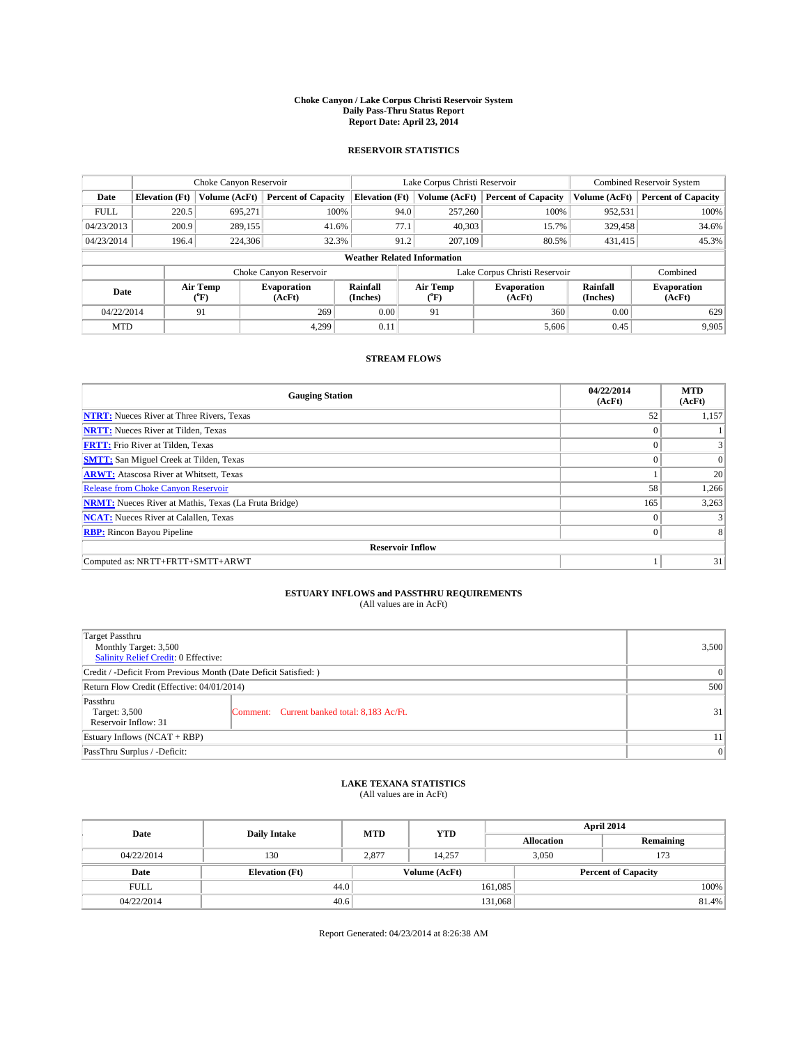# Choke Canyon / Lake Corpus Christi Reservoir System
## Daily Pass-Thru Status Report
## Report Date: April 23, 2014

### RESERVOIR STATISTICS

| | Choke Canyon Reservoir | | | Lake Corpus Christi Reservoir | | | Combined Reservoir System | |
|---|---|---|---|---|---|---|---|---|
| Date | Elevation (Ft) | Volume (AcFt) | Percent of Capacity | Elevation (Ft) | Volume (AcFt) | Percent of Capacity | Volume (AcFt) | Percent of Capacity |
| FULL | 220.5 | 695,271 | 100% | 94.0 | 257,260 | 100% | 952,531 | 100% |
| 04/23/2013 | 200.9 | 289,155 | 41.6% | 77.1 | 40,303 | 15.7% | 329,458 | 34.6% |
| 04/23/2014 | 196.4 | 224,306 | 32.3% | 91.2 | 207,109 | 80.5% | 431,415 | 45.3% |

**Weather Related Information**

| | Choke Canyon Reservoir | | | Lake Corpus Christi Reservoir | | | Combined |
|---|---|---|---|---|---|---|---|
| Date | Air Temp (°F) | Evaporation (AcFt) | Rainfall (Inches) | Air Temp (°F) | Evaporation (AcFt) | Rainfall (Inches) | Evaporation (AcFt) |
| 04/22/2014 | 91 | 269 | 0.00 | 91 | 360 | 0.00 | 629 |
| MTD | | 4,299 | 0.11 | | 5,606 | 0.45 | 9,905 |

### STREAM FLOWS

| Gauging Station | 04/22/2014 (AcFt) | MTD (AcFt) |
|---|---|---|
| **NTRT:** Nueces River at Three Rivers, Texas | 52 | 1,157 |
| **NRTT:** Nueces River at Tilden, Texas | 0 | 1 |
| **FRTT:** Frio River at Tilden, Texas | 0 | 3 |
| **SMTT:** San Miguel Creek at Tilden, Texas | 0 | 0 |
| **ARWT:** Atascosa River at Whitsett, Texas | 1 | 20 |
| Release from Choke Canyon Reservoir | 58 | 1,266 |
| **NRMT:** Nueces River at Mathis, Texas (La Fruta Bridge) | 165 | 3,263 |
| **NCAT:** Nueces River at Calallen, Texas | 0 | 3 |
| **RBP:** Rincon Bayou Pipeline | 0 | 8 |
| **Reservoir Inflow** | | |
| Computed as: NRTT+FRTT+SMTT+ARWT | 1 | 31 |

### ESTUARY INFLOWS and PASSTHRU REQUIREMENTS
(All values are in AcFt)

| | |
|---|---|
| Target Passthru<br>Monthly Target: 3,500<br>Salinity Relief Credit: 0 Effective: | 3,500 |
| Credit / -Deficit From Previous Month (Date Deficit Satisfied: ) | 0 |
| Return Flow Credit (Effective: 04/01/2014) | 500 |
| Passthru<br>Target: 3,500<br>Reservoir Inflow: 31 — Comment: Current banked total: 8,183 Ac/Ft. | 31 |
| Estuary Inflows (NCAT + RBP) | 11 |
| PassThru Surplus / -Deficit: | 0 |

### LAKE TEXANA STATISTICS
(All values are in AcFt)

| Date | Daily Intake | MTD | YTD | April 2014 Allocation | April 2014 Remaining |
|---|---|---|---|---|---|
| 04/22/2014 | 130 | 2,877 | 14,257 | 3,050 | 173 |

| Date | Elevation (Ft) | Volume (AcFt) | Percent of Capacity |
|---|---|---|---|
| FULL | 44.0 | 161,085 | 100% |
| 04/22/2014 | 40.6 | 131,068 | 81.4% |

Report Generated: 04/23/2014 at 8:26:38 AM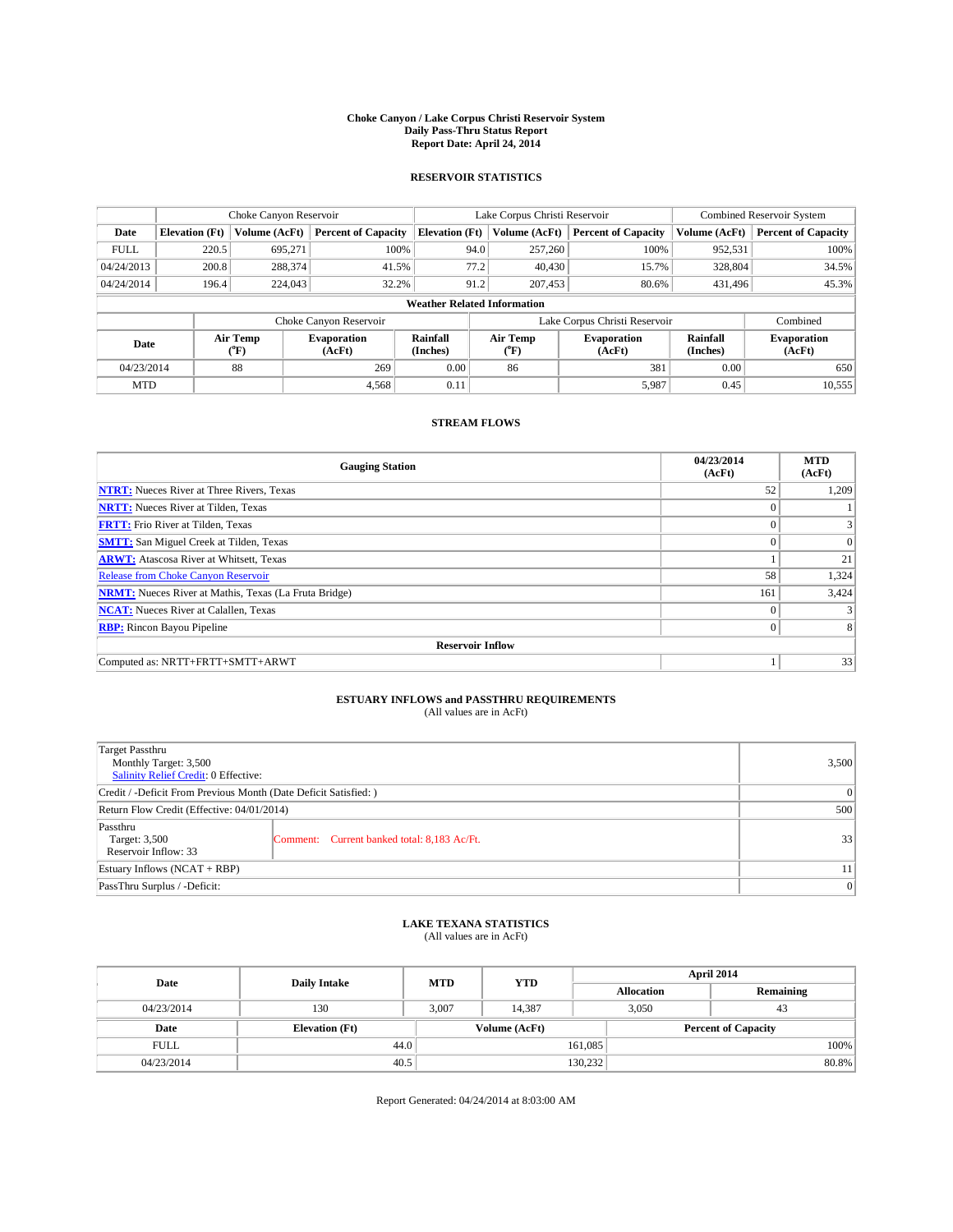**Choke Canyon / Lake Corpus Christi Reservoir System**
**Daily Pass-Thru Status Report**
**Report Date: April 24, 2014**

## RESERVOIR STATISTICS

| | Choke Canyon Reservoir | | | Lake Corpus Christi Reservoir | | | Combined Reservoir System | |
|---|---|---|---|---|---|---|---|---|
| **Date** | **Elevation (Ft)** | **Volume (AcFt)** | **Percent of Capacity** | **Elevation (Ft)** | **Volume (AcFt)** | **Percent of Capacity** | **Volume (AcFt)** | **Percent of Capacity** |
| FULL | 220.5 | 695,271 | 100% | 94.0 | 257,260 | 100% | 952,531 | 100% |
| 04/24/2013 | 200.8 | 288,374 | 41.5% | 77.2 | 40,430 | 15.7% | 328,804 | 34.5% |
| 04/24/2014 | 196.4 | 224,043 | 32.2% | 91.2 | 207,453 | 80.6% | 431,496 | 45.3% |

**Weather Related Information**

| | Choke Canyon Reservoir | | | Lake Corpus Christi Reservoir | | | Combined |
|---|---|---|---|---|---|---|---|
| **Date** | **Air Temp (°F)** | **Evaporation (AcFt)** | **Rainfall (Inches)** | **Air Temp (°F)** | **Evaporation (AcFt)** | **Rainfall (Inches)** | **Evaporation (AcFt)** |
| 04/23/2014 | 88 | 269 | 0.00 | 86 | 381 | 0.00 | 650 |
| MTD | | 4,568 | 0.11 | | 5,987 | 0.45 | 10,555 |

## STREAM FLOWS

| Gauging Station | 04/23/2014 (AcFt) | MTD (AcFt) |
|---|---|---|
| **NTRT:** Nueces River at Three Rivers, Texas | 52 | 1,209 |
| **NRTT:** Nueces River at Tilden, Texas | 0 | 1 |
| **FRTT:** Frio River at Tilden, Texas | 0 | 3 |
| **SMTT:** San Miguel Creek at Tilden, Texas | 0 | 0 |
| **ARWT:** Atascosa River at Whitsett, Texas | 1 | 21 |
| Release from Choke Canyon Reservoir | 58 | 1,324 |
| **NRMT:** Nueces River at Mathis, Texas (La Fruta Bridge) | 161 | 3,424 |
| **NCAT:** Nueces River at Calallen, Texas | 0 | 3 |
| **RBP:** Rincon Bayou Pipeline | 0 | 8 |
| **Reservoir Inflow** | | |
| Computed as: NRTT+FRTT+SMTT+ARWT | 1 | 33 |

## ESTUARY INFLOWS and PASSTHRU REQUIREMENTS
(All values are in AcFt)

| | | |
|---|---|---|
| Target Passthru<br>Monthly Target: 3,500<br>Salinity Relief Credit: 0 Effective: | | 3,500 |
| Credit / -Deficit From Previous Month (Date Deficit Satisfied: ) | | 0 |
| Return Flow Credit (Effective: 04/01/2014) | | 500 |
| Passthru<br>Target: 3,500<br>Reservoir Inflow: 33 | Comment: Current banked total: 8,183 Ac/Ft. | 33 |
| Estuary Inflows (NCAT + RBP) | | 11 |
| PassThru Surplus / -Deficit: | | 0 |

## LAKE TEXANA STATISTICS
(All values are in AcFt)

| Date | Daily Intake | MTD | YTD | April 2014 Allocation | April 2014 Remaining |
|---|---|---|---|---|---|
| 04/23/2014 | 130 | 3,007 | 14,387 | 3,050 | 43 |

| Date | Elevation (Ft) | Volume (AcFt) | Percent of Capacity |
|---|---|---|---|
| FULL | 44.0 | 161,085 | 100% |
| 04/23/2014 | 40.5 | 130,232 | 80.8% |

Report Generated: 04/24/2014 at 8:03:00 AM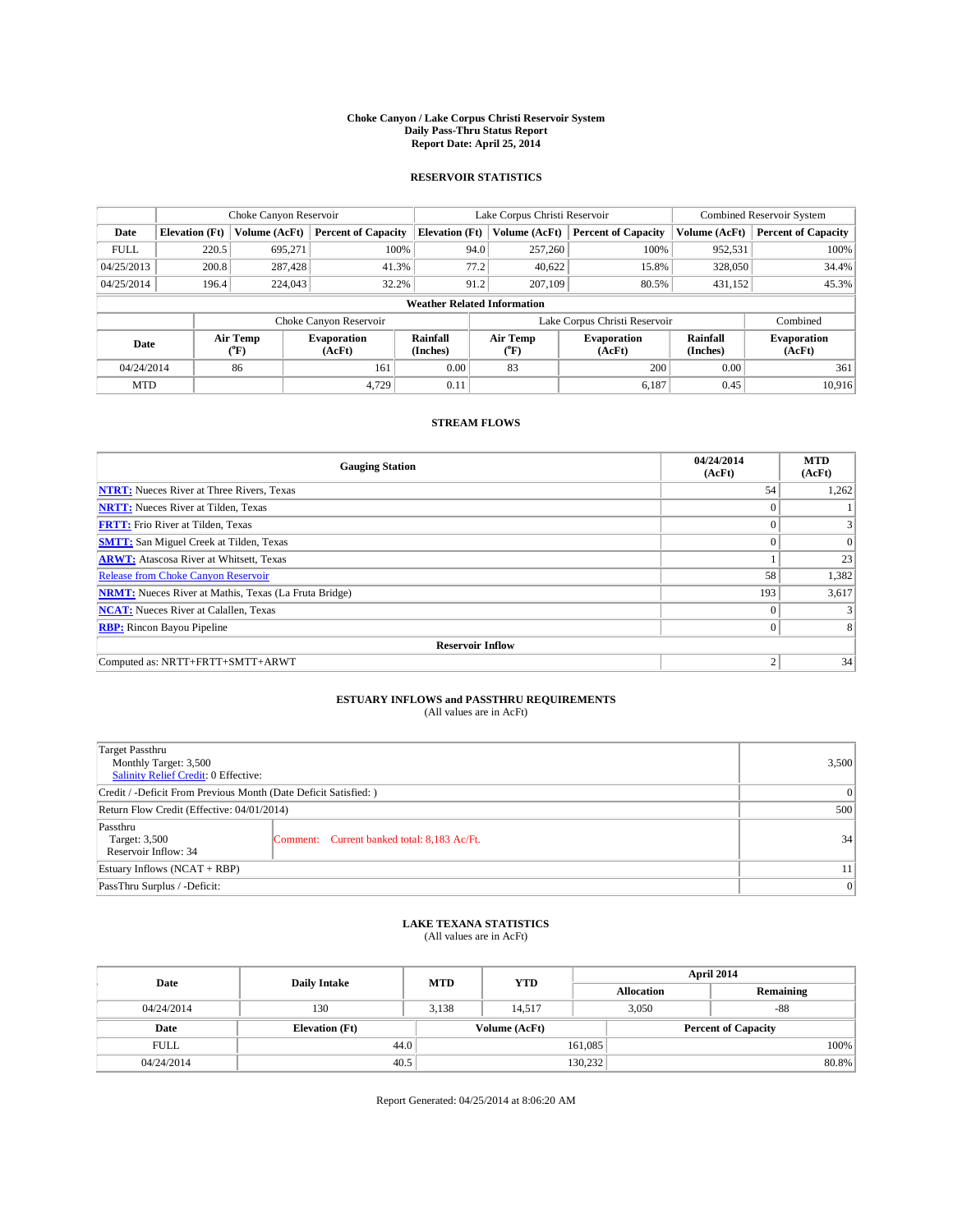# Choke Canyon / Lake Corpus Christi Reservoir System
## Daily Pass-Thru Status Report
## Report Date: April 25, 2014

### RESERVOIR STATISTICS

| | Choke Canyon Reservoir | | | Lake Corpus Christi Reservoir | | | Combined Reservoir System | |
|---|---|---|---|---|---|---|---|---|
| Date | Elevation (Ft) | Volume (AcFt) | Percent of Capacity | Elevation (Ft) | Volume (AcFt) | Percent of Capacity | Volume (AcFt) | Percent of Capacity |
| FULL | 220.5 | 695,271 | 100% | 94.0 | 257,260 | 100% | 952,531 | 100% |
| 04/25/2013 | 200.8 | 287,428 | 41.3% | 77.2 | 40,622 | 15.8% | 328,050 | 34.4% |
| 04/25/2014 | 196.4 | 224,043 | 32.2% | 91.2 | 207,109 | 80.5% | 431,152 | 45.3% |

**Weather Related Information**

| | Choke Canyon Reservoir | | | Lake Corpus Christi Reservoir | | | Combined |
|---|---|---|---|---|---|---|---|
| Date | Air Temp (°F) | Evaporation (AcFt) | Rainfall (Inches) | Air Temp (°F) | Evaporation (AcFt) | Rainfall (Inches) | Evaporation (AcFt) |
| 04/24/2014 | 86 | 161 | 0.00 | 83 | 200 | 0.00 | 361 |
| MTD | | 4,729 | 0.11 | | 6,187 | 0.45 | 10,916 |

### STREAM FLOWS

| Gauging Station | 04/24/2014 (AcFt) | MTD (AcFt) |
|---|---|---|
| NTRT: Nueces River at Three Rivers, Texas | 54 | 1,262 |
| NRTT: Nueces River at Tilden, Texas | 0 | 1 |
| FRTT: Frio River at Tilden, Texas | 0 | 3 |
| SMTT: San Miguel Creek at Tilden, Texas | 0 | 0 |
| ARWT: Atascosa River at Whitsett, Texas | 1 | 23 |
| Release from Choke Canyon Reservoir | 58 | 1,382 |
| NRMT: Nueces River at Mathis, Texas (La Fruta Bridge) | 193 | 3,617 |
| NCAT: Nueces River at Calallen, Texas | 0 | 3 |
| RBP: Rincon Bayou Pipeline | 0 | 8 |
| **Reservoir Inflow** | | |
| Computed as: NRTT+FRTT+SMTT+ARWT | 2 | 34 |

### ESTUARY INFLOWS and PASSTHRU REQUIREMENTS
(All values are in AcFt)

| | |
|---|---|
| Target Passthru<br>Monthly Target: 3,500<br>Salinity Relief Credit: 0 Effective: | 3,500 |
| Credit / -Deficit From Previous Month (Date Deficit Satisfied: ) | 0 |
| Return Flow Credit (Effective: 04/01/2014) | 500 |
| Passthru<br>Target: 3,500<br>Reservoir Inflow: 34<br>Comment: Current banked total: 8,183 Ac/Ft. | 34 |
| Estuary Inflows (NCAT + RBP) | 11 |
| PassThru Surplus / -Deficit: | 0 |

### LAKE TEXANA STATISTICS
(All values are in AcFt)

| Date | Daily Intake | MTD | YTD | April 2014 Allocation | April 2014 Remaining |
|---|---|---|---|---|---|
| 04/24/2014 | 130 | 3,138 | 14,517 | 3,050 | -88 |

| Date | Elevation (Ft) | Volume (AcFt) | Percent of Capacity |
|---|---|---|---|
| FULL | 44.0 | 161,085 | 100% |
| 04/24/2014 | 40.5 | 130,232 | 80.8% |

Report Generated: 04/25/2014 at 8:06:20 AM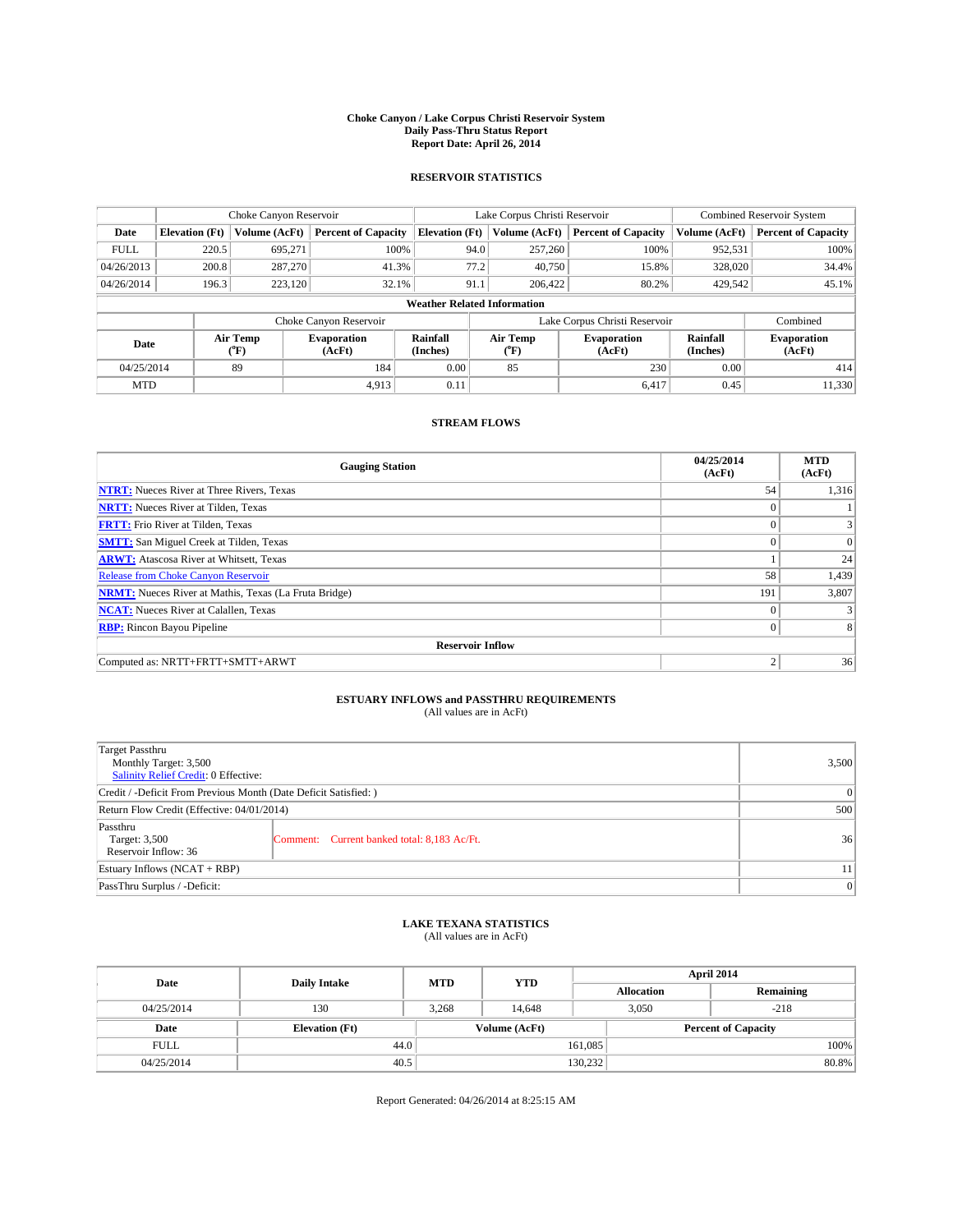**Choke Canyon / Lake Corpus Christi Reservoir System**
**Daily Pass-Thru Status Report**
**Report Date: April 26, 2014**

### RESERVOIR STATISTICS

| | Choke Canyon Reservoir | | | Lake Corpus Christi Reservoir | | | Combined Reservoir System | |
|---|---|---|---|---|---|---|---|---|
| Date | Elevation (Ft) | Volume (AcFt) | Percent of Capacity | Elevation (Ft) | Volume (AcFt) | Percent of Capacity | Volume (AcFt) | Percent of Capacity |
| FULL | 220.5 | 695,271 | 100% | 94.0 | 257,260 | 100% | 952,531 | 100% |
| 04/26/2013 | 200.8 | 287,270 | 41.3% | 77.2 | 40,750 | 15.8% | 328,020 | 34.4% |
| 04/26/2014 | 196.3 | 223,120 | 32.1% | 91.1 | 206,422 | 80.2% | 429,542 | 45.1% |

**Weather Related Information**

| | Choke Canyon Reservoir | | | Lake Corpus Christi Reservoir | | | Combined |
|---|---|---|---|---|---|---|---|
| Date | Air Temp (°F) | Evaporation (AcFt) | Rainfall (Inches) | Air Temp (°F) | Evaporation (AcFt) | Rainfall (Inches) | Evaporation (AcFt) |
| 04/25/2014 | 89 | 184 | 0.00 | 85 | 230 | 0.00 | 414 |
| MTD | | 4,913 | 0.11 | | 6,417 | 0.45 | 11,330 |

### STREAM FLOWS

| Gauging Station | 04/25/2014 (AcFt) | MTD (AcFt) |
|---|---|---|
| **NTRT:** Nueces River at Three Rivers, Texas | 54 | 1,316 |
| **NRTT:** Nueces River at Tilden, Texas | 0 | 1 |
| **FRTT:** Frio River at Tilden, Texas | 0 | 3 |
| **SMTT:** San Miguel Creek at Tilden, Texas | 0 | 0 |
| **ARWT:** Atascosa River at Whitsett, Texas | 1 | 24 |
| Release from Choke Canyon Reservoir | 58 | 1,439 |
| **NRMT:** Nueces River at Mathis, Texas (La Fruta Bridge) | 191 | 3,807 |
| **NCAT:** Nueces River at Calallen, Texas | 0 | 3 |
| **RBP:** Rincon Bayou Pipeline | 0 | 8 |
| **Reservoir Inflow** | | |
| Computed as: NRTT+FRTT+SMTT+ARWT | 2 | 36 |

### ESTUARY INFLOWS and PASSTHRU REQUIREMENTS
(All values are in AcFt)

| | |
|---|---|
| Target Passthru<br>Monthly Target: 3,500<br>Salinity Relief Credit: 0 Effective: | 3,500 |
| Credit / -Deficit From Previous Month (Date Deficit Satisfied: ) | 0 |
| Return Flow Credit (Effective: 04/01/2014) | 500 |
| Passthru<br>Target: 3,500<br>Reservoir Inflow: 36 — Comment: Current banked total: 8,183 Ac/Ft. | 36 |
| Estuary Inflows (NCAT + RBP) | 11 |
| PassThru Surplus / -Deficit: | 0 |

### LAKE TEXANA STATISTICS
(All values are in AcFt)

| Date | Daily Intake | MTD | YTD | April 2014 Allocation | April 2014 Remaining |
|---|---|---|---|---|---|
| 04/25/2014 | 130 | 3,268 | 14,648 | 3,050 | -218 |

| Date | Elevation (Ft) | Volume (AcFt) | Percent of Capacity |
|---|---|---|---|
| FULL | 44.0 | 161,085 | 100% |
| 04/25/2014 | 40.5 | 130,232 | 80.8% |

Report Generated: 04/26/2014 at 8:25:15 AM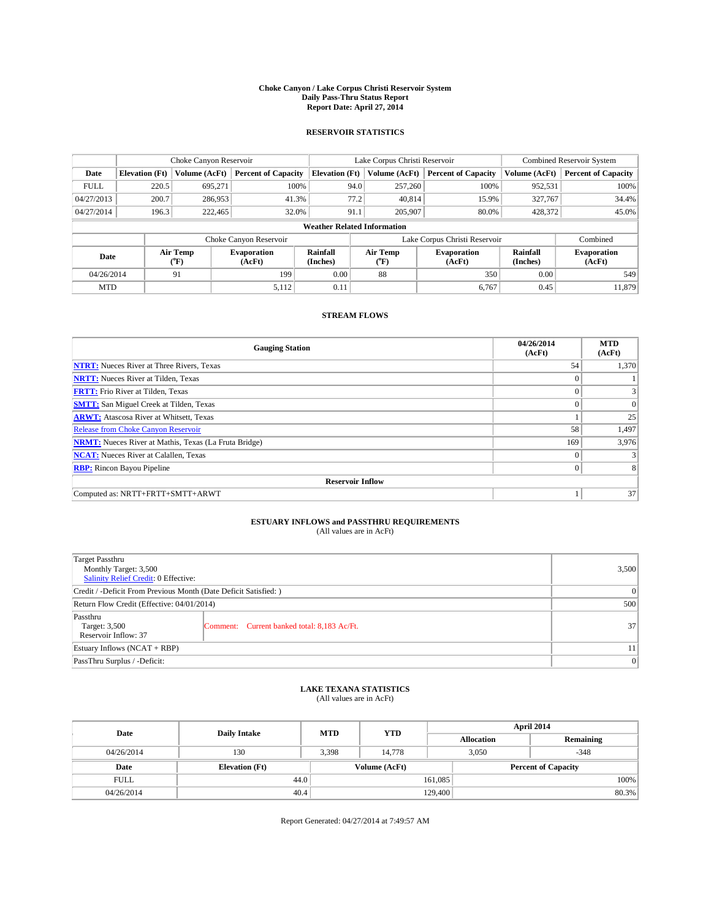# Choke Canyon / Lake Corpus Christi Reservoir System
## Daily Pass-Thru Status Report
## Report Date: April 27, 2014

### RESERVOIR STATISTICS

| | Choke Canyon Reservoir | | | Lake Corpus Christi Reservoir | | | Combined Reservoir System | |
|---|---|---|---|---|---|---|---|---|
| Date | Elevation (Ft) | Volume (AcFt) | Percent of Capacity | Elevation (Ft) | Volume (AcFt) | Percent of Capacity | Volume (AcFt) | Percent of Capacity |
| FULL | 220.5 | 695,271 | 100% | 94.0 | 257,260 | 100% | 952,531 | 100% |
| 04/27/2013 | 200.7 | 286,953 | 41.3% | 77.2 | 40,814 | 15.9% | 327,767 | 34.4% |
| 04/27/2014 | 196.3 | 222,465 | 32.0% | 91.1 | 205,907 | 80.0% | 428,372 | 45.0% |

**Weather Related Information**

| | Choke Canyon Reservoir | | | Lake Corpus Christi Reservoir | | | Combined |
|---|---|---|---|---|---|---|---|
| Date | Air Temp (°F) | Evaporation (AcFt) | Rainfall (Inches) | Air Temp (°F) | Evaporation (AcFt) | Rainfall (Inches) | Evaporation (AcFt) |
| 04/26/2014 | 91 | 199 | 0.00 | 88 | 350 | 0.00 | 549 |
| MTD | | 5,112 | 0.11 | | 6,767 | 0.45 | 11,879 |

### STREAM FLOWS

| Gauging Station | 04/26/2014 (AcFt) | MTD (AcFt) |
|---|---|---|
| NTRT: Nueces River at Three Rivers, Texas | 54 | 1,370 |
| NRTT: Nueces River at Tilden, Texas | 0 | 1 |
| FRTT: Frio River at Tilden, Texas | 0 | 3 |
| SMTT: San Miguel Creek at Tilden, Texas | 0 | 0 |
| ARWT: Atascosa River at Whitsett, Texas | 1 | 25 |
| Release from Choke Canyon Reservoir | 58 | 1,497 |
| NRMT: Nueces River at Mathis, Texas (La Fruta Bridge) | 169 | 3,976 |
| NCAT: Nueces River at Calallen, Texas | 0 | 3 |
| RBP: Rincon Bayou Pipeline | 0 | 8 |
| **Reservoir Inflow** | | |
| Computed as: NRTT+FRTT+SMTT+ARWT | 1 | 37 |

### ESTUARY INFLOWS and PASSTHRU REQUIREMENTS
(All values are in AcFt)

| | | |
|---|---|---|
| Target Passthru<br>Monthly Target: 3,500<br>Salinity Relief Credit: 0 Effective: | | 3,500 |
| Credit / -Deficit From Previous Month (Date Deficit Satisfied: ) | | 0 |
| Return Flow Credit (Effective: 04/01/2014) | | 500 |
| Passthru<br>Target: 3,500<br>Reservoir Inflow: 37 | Comment: Current banked total: 8,183 Ac/Ft. | 37 |
| Estuary Inflows (NCAT + RBP) | | 11 |
| PassThru Surplus / -Deficit: | | 0 |

### LAKE TEXANA STATISTICS
(All values are in AcFt)

| Date | Daily Intake | MTD | YTD | April 2014 Allocation | April 2014 Remaining |
|---|---|---|---|---|---|
| 04/26/2014 | 130 | 3,398 | 14,778 | 3,050 | -348 |

| Date | Elevation (Ft) | Volume (AcFt) | Percent of Capacity |
|---|---|---|---|
| FULL | 44.0 | 161,085 | 100% |
| 04/26/2014 | 40.4 | 129,400 | 80.3% |

Report Generated: 04/27/2014 at 7:49:57 AM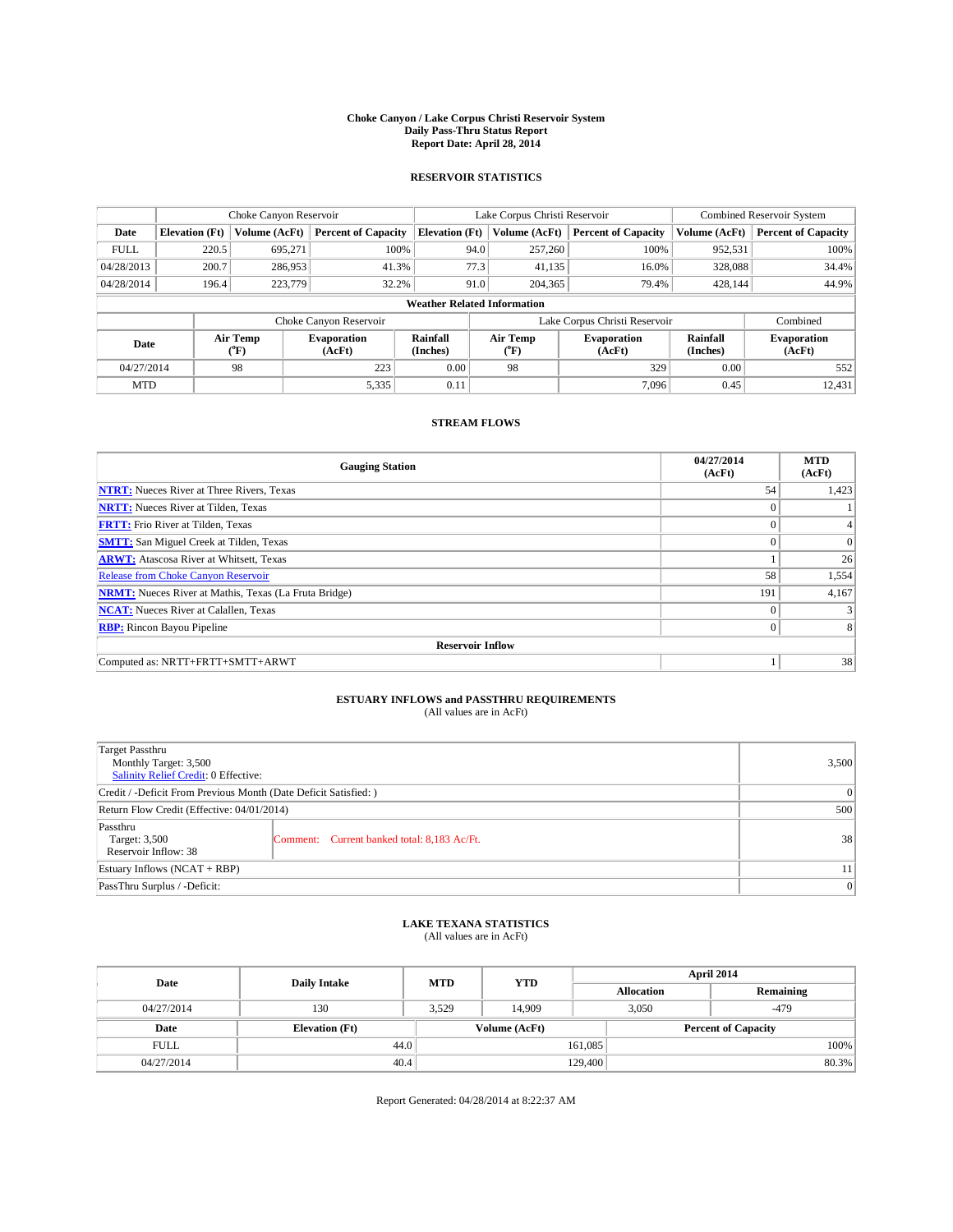**Choke Canyon / Lake Corpus Christi Reservoir System**
**Daily Pass-Thru Status Report**
**Report Date: April 28, 2014**

## RESERVOIR STATISTICS

| | Choke Canyon Reservoir | | | Lake Corpus Christi Reservoir | | | Combined Reservoir System | |
|---|---|---|---|---|---|---|---|---|
| Date | Elevation (Ft) | Volume (AcFt) | Percent of Capacity | Elevation (Ft) | Volume (AcFt) | Percent of Capacity | Volume (AcFt) | Percent of Capacity |
| FULL | 220.5 | 695,271 | 100% | 94.0 | 257,260 | 100% | 952,531 | 100% |
| 04/28/2013 | 200.7 | 286,953 | 41.3% | 77.3 | 41,135 | 16.0% | 328,088 | 34.4% |
| 04/28/2014 | 196.4 | 223,779 | 32.2% | 91.0 | 204,365 | 79.4% | 428,144 | 44.9% |

**Weather Related Information**

| | Choke Canyon Reservoir | | | Lake Corpus Christi Reservoir | | | Combined |
|---|---|---|---|---|---|---|---|
| Date | Air Temp (°F) | Evaporation (AcFt) | Rainfall (Inches) | Air Temp (°F) | Evaporation (AcFt) | Rainfall (Inches) | Evaporation (AcFt) |
| 04/27/2014 | 98 | 223 | 0.00 | 98 | 329 | 0.00 | 552 |
| MTD | | 5,335 | 0.11 | | 7,096 | 0.45 | 12,431 |

## STREAM FLOWS

| Gauging Station | 04/27/2014 (AcFt) | MTD (AcFt) |
|---|---|---|
| **NTRT:** Nueces River at Three Rivers, Texas | 54 | 1,423 |
| **NRTT:** Nueces River at Tilden, Texas | 0 | 1 |
| **FRTT:** Frio River at Tilden, Texas | 0 | 4 |
| **SMTT:** San Miguel Creek at Tilden, Texas | 0 | 0 |
| **ARWT:** Atascosa River at Whitsett, Texas | 1 | 26 |
| Release from Choke Canyon Reservoir | 58 | 1,554 |
| **NRMT:** Nueces River at Mathis, Texas (La Fruta Bridge) | 191 | 4,167 |
| **NCAT:** Nueces River at Calallen, Texas | 0 | 3 |
| **RBP:** Rincon Bayou Pipeline | 0 | 8 |
| **Reservoir Inflow** | | |
| Computed as: NRTT+FRTT+SMTT+ARWT | 1 | 38 |

## ESTUARY INFLOWS and PASSTHRU REQUIREMENTS
(All values are in AcFt)

| | | |
|---|---|---|
| Target Passthru<br>Monthly Target: 3,500<br>Salinity Relief Credit: 0 Effective: | | 3,500 |
| Credit / -Deficit From Previous Month (Date Deficit Satisfied: ) | | 0 |
| Return Flow Credit (Effective: 04/01/2014) | | 500 |
| Passthru<br>Target: 3,500<br>Reservoir Inflow: 38 | Comment: Current banked total: 8,183 Ac/Ft. | 38 |
| Estuary Inflows (NCAT + RBP) | | 11 |
| PassThru Surplus / -Deficit: | | 0 |

## LAKE TEXANA STATISTICS
(All values are in AcFt)

| Date | Daily Intake | MTD | YTD | April 2014 Allocation | April 2014 Remaining |
|---|---|---|---|---|---|
| 04/27/2014 | 130 | 3,529 | 14,909 | 3,050 | -479 |

| Date | Elevation (Ft) | Volume (AcFt) | Percent of Capacity |
|---|---|---|---|
| FULL | 44.0 | 161,085 | 100% |
| 04/27/2014 | 40.4 | 129,400 | 80.3% |

Report Generated: 04/28/2014 at 8:22:37 AM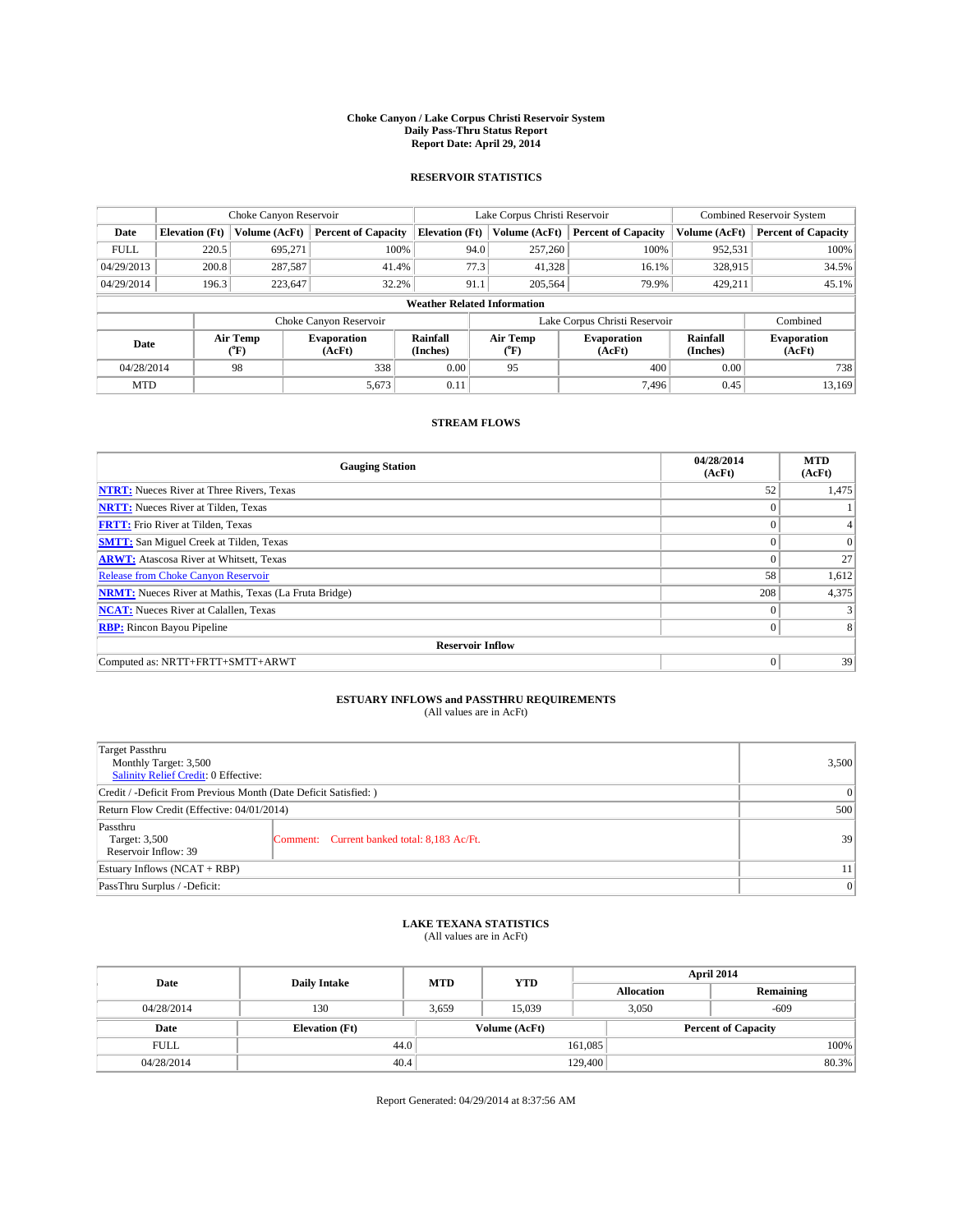# Choke Canyon / Lake Corpus Christi Reservoir System
## Daily Pass-Thru Status Report
### Report Date: April 29, 2014

## RESERVOIR STATISTICS

| | Choke Canyon Reservoir | | | Lake Corpus Christi Reservoir | | | Combined Reservoir System | |
|---|---|---|---|---|---|---|---|---|
| Date | Elevation (Ft) | Volume (AcFt) | Percent of Capacity | Elevation (Ft) | Volume (AcFt) | Percent of Capacity | Volume (AcFt) | Percent of Capacity |
| FULL | 220.5 | 695,271 | 100% | 94.0 | 257,260 | 100% | 952,531 | 100% |
| 04/29/2013 | 200.8 | 287,587 | 41.4% | 77.3 | 41,328 | 16.1% | 328,915 | 34.5% |
| 04/29/2014 | 196.3 | 223,647 | 32.2% | 91.1 | 205,564 | 79.9% | 429,211 | 45.1% |

**Weather Related Information**

| | Choke Canyon Reservoir | | | Lake Corpus Christi Reservoir | | | Combined |
|---|---|---|---|---|---|---|---|
| Date | Air Temp (°F) | Evaporation (AcFt) | Rainfall (Inches) | Air Temp (°F) | Evaporation (AcFt) | Rainfall (Inches) | Evaporation (AcFt) |
| 04/28/2014 | 98 | 338 | 0.00 | 95 | 400 | 0.00 | 738 |
| MTD | | 5,673 | 0.11 | | 7,496 | 0.45 | 13,169 |

## STREAM FLOWS

| Gauging Station | 04/28/2014 (AcFt) | MTD (AcFt) |
|---|---|---|
| **NTRT:** Nueces River at Three Rivers, Texas | 52 | 1,475 |
| **NRTT:** Nueces River at Tilden, Texas | 0 | 1 |
| **FRTT:** Frio River at Tilden, Texas | 0 | 4 |
| **SMTT:** San Miguel Creek at Tilden, Texas | 0 | 0 |
| **ARWT:** Atascosa River at Whitsett, Texas | 0 | 27 |
| Release from Choke Canyon Reservoir | 58 | 1,612 |
| **NRMT:** Nueces River at Mathis, Texas (La Fruta Bridge) | 208 | 4,375 |
| **NCAT:** Nueces River at Calallen, Texas | 0 | 3 |
| **RBP:** Rincon Bayou Pipeline | 0 | 8 |
| **Reservoir Inflow** | | |
| Computed as: NRTT+FRTT+SMTT+ARWT | 0 | 39 |

## ESTUARY INFLOWS and PASSTHRU REQUIREMENTS
(All values are in AcFt)

| | |
|---|---|
| Target Passthru<br>Monthly Target: 3,500<br>Salinity Relief Credit: 0 Effective: | 3,500 |
| Credit / -Deficit From Previous Month (Date Deficit Satisfied: ) | 0 |
| Return Flow Credit (Effective: 04/01/2014) | 500 |
| Passthru<br>Target: 3,500<br>Reservoir Inflow: 39 — Comment: Current banked total: 8,183 Ac/Ft. | 39 |
| Estuary Inflows (NCAT + RBP) | 11 |
| PassThru Surplus / -Deficit: | 0 |

## LAKE TEXANA STATISTICS
(All values are in AcFt)

| Date | Daily Intake | MTD | YTD | April 2014 Allocation | April 2014 Remaining |
|---|---|---|---|---|---|
| 04/28/2014 | 130 | 3,659 | 15,039 | 3,050 | -609 |

| Date | Elevation (Ft) | Volume (AcFt) | Percent of Capacity |
|---|---|---|---|
| FULL | 44.0 | 161,085 | 100% |
| 04/28/2014 | 40.4 | 129,400 | 80.3% |

Report Generated: 04/29/2014 at 8:37:56 AM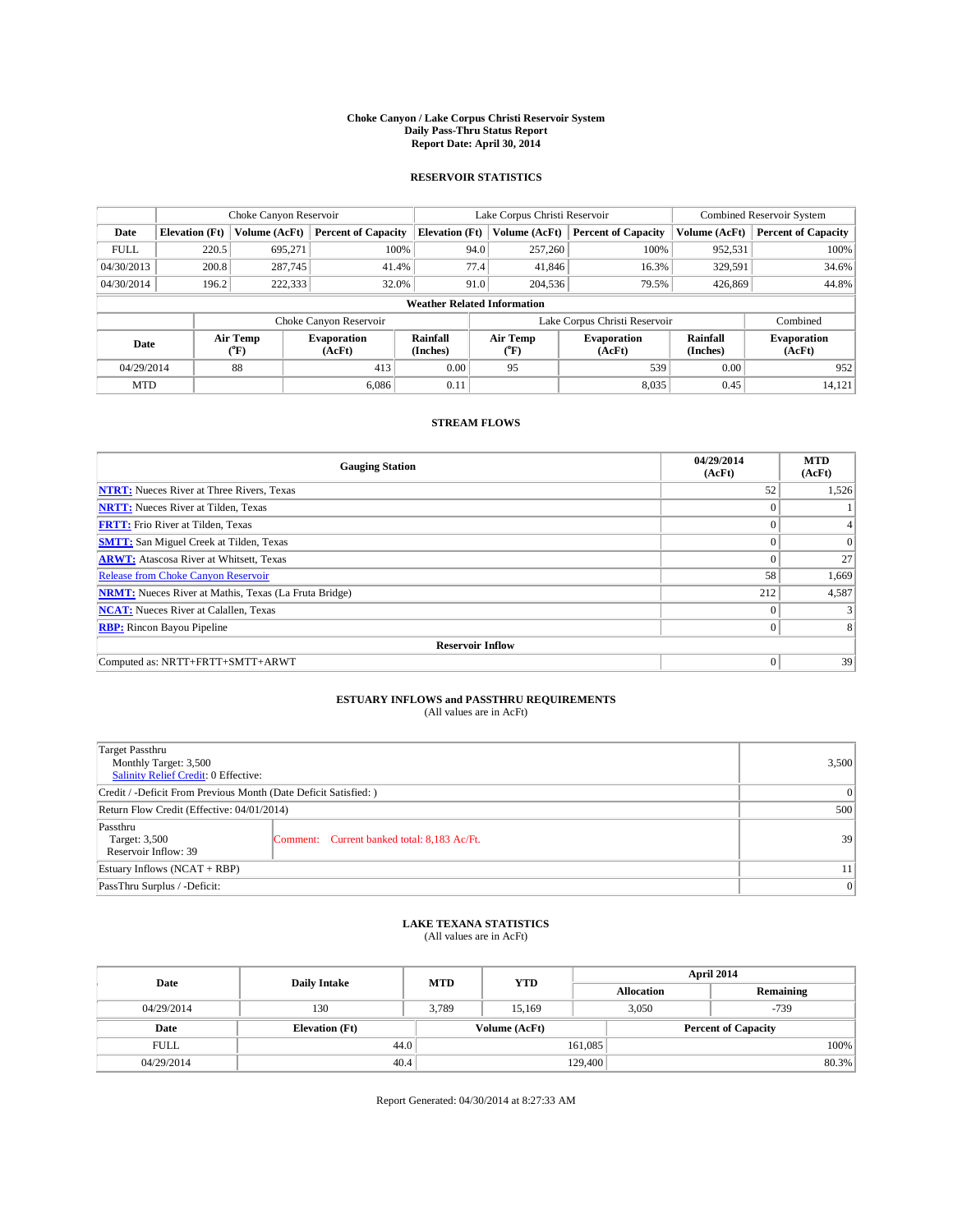# Choke Canyon / Lake Corpus Christi Reservoir System
## Daily Pass-Thru Status Report
## Report Date: April 30, 2014

### RESERVOIR STATISTICS

| | Choke Canyon Reservoir | | | Lake Corpus Christi Reservoir | | | Combined Reservoir System | |
|---|---|---|---|---|---|---|---|---|
| Date | Elevation (Ft) | Volume (AcFt) | Percent of Capacity | Elevation (Ft) | Volume (AcFt) | Percent of Capacity | Volume (AcFt) | Percent of Capacity |
| FULL | 220.5 | 695,271 | 100% | 94.0 | 257,260 | 100% | 952,531 | 100% |
| 04/30/2013 | 200.8 | 287,745 | 41.4% | 77.4 | 41,846 | 16.3% | 329,591 | 34.6% |
| 04/30/2014 | 196.2 | 222,333 | 32.0% | 91.0 | 204,536 | 79.5% | 426,869 | 44.8% |

**Weather Related Information**

| | Choke Canyon Reservoir | | | Lake Corpus Christi Reservoir | | | Combined |
|---|---|---|---|---|---|---|---|
| Date | Air Temp (°F) | Evaporation (AcFt) | Rainfall (Inches) | Air Temp (°F) | Evaporation (AcFt) | Rainfall (Inches) | Evaporation (AcFt) |
| 04/29/2014 | 88 | 413 | 0.00 | 95 | 539 | 0.00 | 952 |
| MTD | | 6,086 | 0.11 | | 8,035 | 0.45 | 14,121 |

### STREAM FLOWS

| Gauging Station | 04/29/2014 (AcFt) | MTD (AcFt) |
|---|---|---|
| NTRT: Nueces River at Three Rivers, Texas | 52 | 1,526 |
| NRTT: Nueces River at Tilden, Texas | 0 | 1 |
| FRTT: Frio River at Tilden, Texas | 0 | 4 |
| SMTT: San Miguel Creek at Tilden, Texas | 0 | 0 |
| ARWT: Atascosa River at Whitsett, Texas | 0 | 27 |
| Release from Choke Canyon Reservoir | 58 | 1,669 |
| NRMT: Nueces River at Mathis, Texas (La Fruta Bridge) | 212 | 4,587 |
| NCAT: Nueces River at Calallen, Texas | 0 | 3 |
| RBP: Rincon Bayou Pipeline | 0 | 8 |
| **Reservoir Inflow** | | |
| Computed as: NRTT+FRTT+SMTT+ARWT | 0 | 39 |

### ESTUARY INFLOWS and PASSTHRU REQUIREMENTS
(All values are in AcFt)

| | | |
|---|---|---|
| Target Passthru<br>Monthly Target: 3,500<br>Salinity Relief Credit: 0 Effective: | | 3,500 |
| Credit / -Deficit From Previous Month (Date Deficit Satisfied: ) | | 0 |
| Return Flow Credit (Effective: 04/01/2014) | | 500 |
| Passthru<br>Target: 3,500<br>Reservoir Inflow: 39 | Comment: Current banked total: 8,183 Ac/Ft. | 39 |
| Estuary Inflows (NCAT + RBP) | | 11 |
| PassThru Surplus / -Deficit: | | 0 |

### LAKE TEXANA STATISTICS
(All values are in AcFt)

| Date | Daily Intake | MTD | YTD | April 2014 Allocation | April 2014 Remaining |
|---|---|---|---|---|---|
| 04/29/2014 | 130 | 3,789 | 15,169 | 3,050 | -739 |

| Date | Elevation (Ft) | Volume (AcFt) | Percent of Capacity |
|---|---|---|---|
| FULL | 44.0 | 161,085 | 100% |
| 04/29/2014 | 40.4 | 129,400 | 80.3% |

Report Generated: 04/30/2014 at 8:27:33 AM